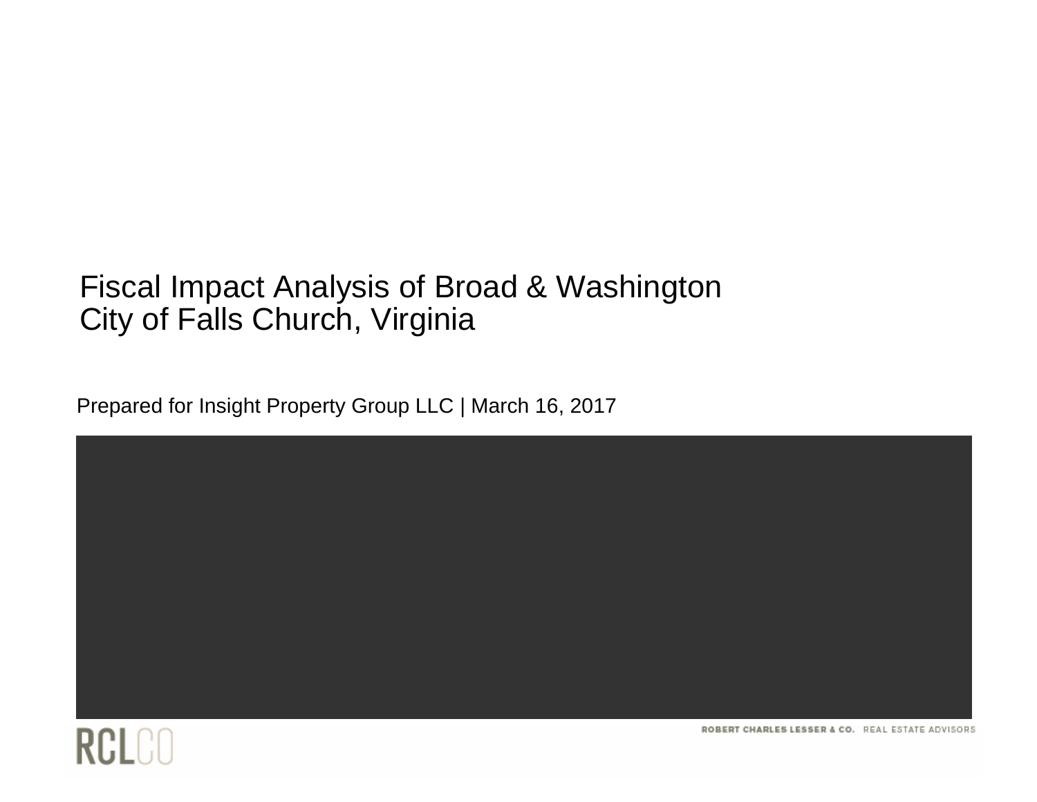# Fiscal Impact Analysis of Broad & Washington
# City of Falls Church, Virginia

Prepared for Insight Property Group LLC | March 16, 2017

RCLCO

ROBERT CHARLES LESSER & CO. REAL ESTATE ADVISORS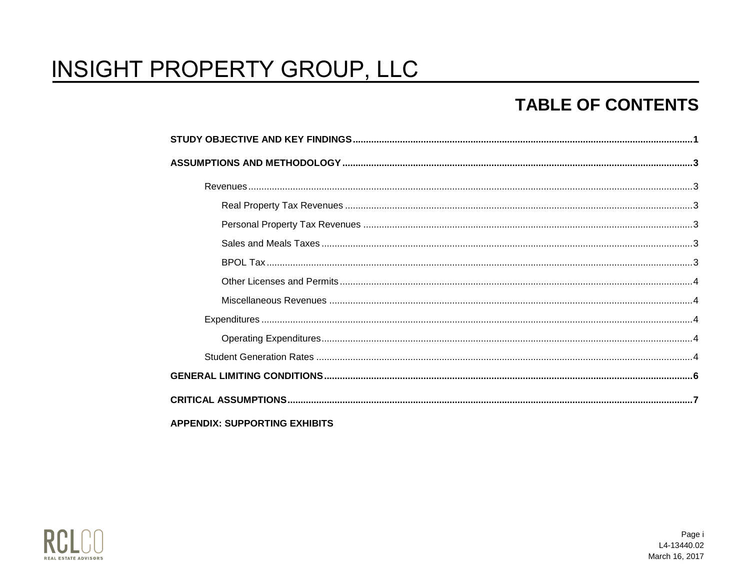# INSIGHT PROPERTY GROUP, LLC

## TABLE OF CONTENTS

**STUDY OBJECTIVE AND KEY FINDINGS** .......... **1**

**ASSUMPTIONS AND METHODOLOGY** .......... **3**

- Revenues .......... 3
  - Real Property Tax Revenues .......... 3
  - Personal Property Tax Revenues .......... 3
  - Sales and Meals Taxes .......... 3
  - BPOL Tax .......... 3
  - Other Licenses and Permits .......... 4
  - Miscellaneous Revenues .......... 4
- Expenditures .......... 4
  - Operating Expenditures .......... 4
- Student Generation Rates .......... 4

**GENERAL LIMITING CONDITIONS** .......... **6**

**CRITICAL ASSUMPTIONS** .......... **7**

**APPENDIX: SUPPORTING EXHIBITS**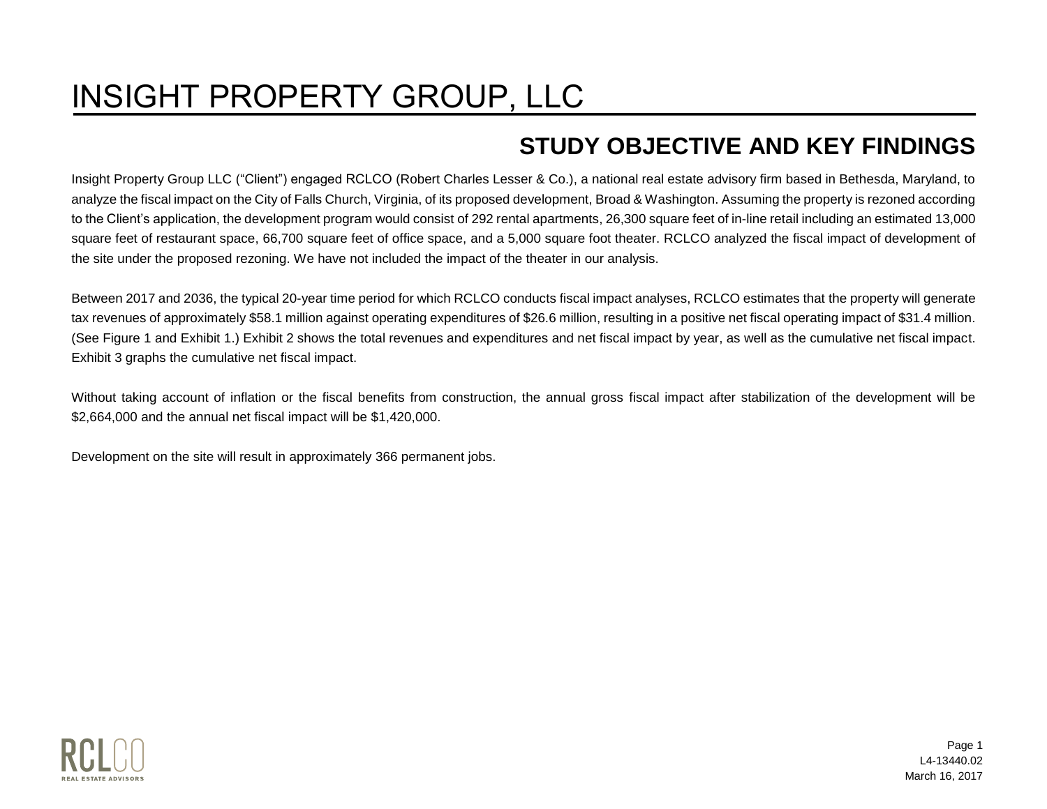# INSIGHT PROPERTY GROUP, LLC

## STUDY OBJECTIVE AND KEY FINDINGS

Insight Property Group LLC ("Client") engaged RCLCO (Robert Charles Lesser & Co.), a national real estate advisory firm based in Bethesda, Maryland, to analyze the fiscal impact on the City of Falls Church, Virginia, of its proposed development, Broad & Washington. Assuming the property is rezoned according to the Client's application, the development program would consist of 292 rental apartments, 26,300 square feet of in-line retail including an estimated 13,000 square feet of restaurant space, 66,700 square feet of office space, and a 5,000 square foot theater. RCLCO analyzed the fiscal impact of development of the site under the proposed rezoning. We have not included the impact of the theater in our analysis.

Between 2017 and 2036, the typical 20-year time period for which RCLCO conducts fiscal impact analyses, RCLCO estimates that the property will generate tax revenues of approximately $58.1 million against operating expenditures of $26.6 million, resulting in a positive net fiscal operating impact of $31.4 million. (See Figure 1 and Exhibit 1.) Exhibit 2 shows the total revenues and expenditures and net fiscal impact by year, as well as the cumulative net fiscal impact. Exhibit 3 graphs the cumulative net fiscal impact.

Without taking account of inflation or the fiscal benefits from construction, the annual gross fiscal impact after stabilization of the development will be $2,664,000 and the annual net fiscal impact will be $1,420,000.

Development on the site will result in approximately 366 permanent jobs.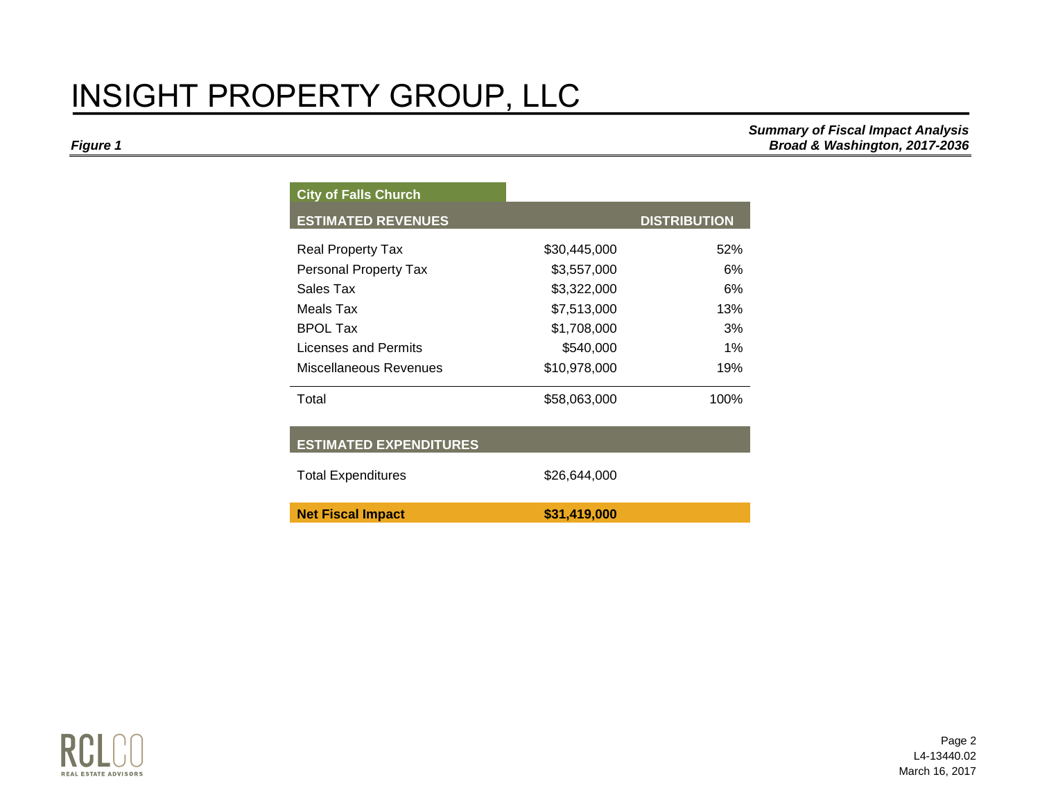# INSIGHT PROPERTY GROUP, LLC

***Figure 1***

***Summary of Fiscal Impact Analysis***
***Broad & Washington, 2017-2036***

| City of Falls Church | | |
|---|---|---|
| **ESTIMATED REVENUES** | | **DISTRIBUTION** |
| Real Property Tax | $30,445,000 | 52% |
| Personal Property Tax | $3,557,000 | 6% |
| Sales Tax | $3,322,000 | 6% |
| Meals Tax | $7,513,000 | 13% |
| BPOL Tax | $1,708,000 | 3% |
| Licenses and Permits | $540,000 | 1% |
| Miscellaneous Revenues | $10,978,000 | 19% |
| Total | $58,063,000 | 100% |
| **ESTIMATED EXPENDITURES** | | |
| Total Expenditures | $26,644,000 | |
| **Net Fiscal Impact** | **$31,419,000** | |

RCLCO REAL ESTATE ADVISORS

L4-13440.02
March 16, 2017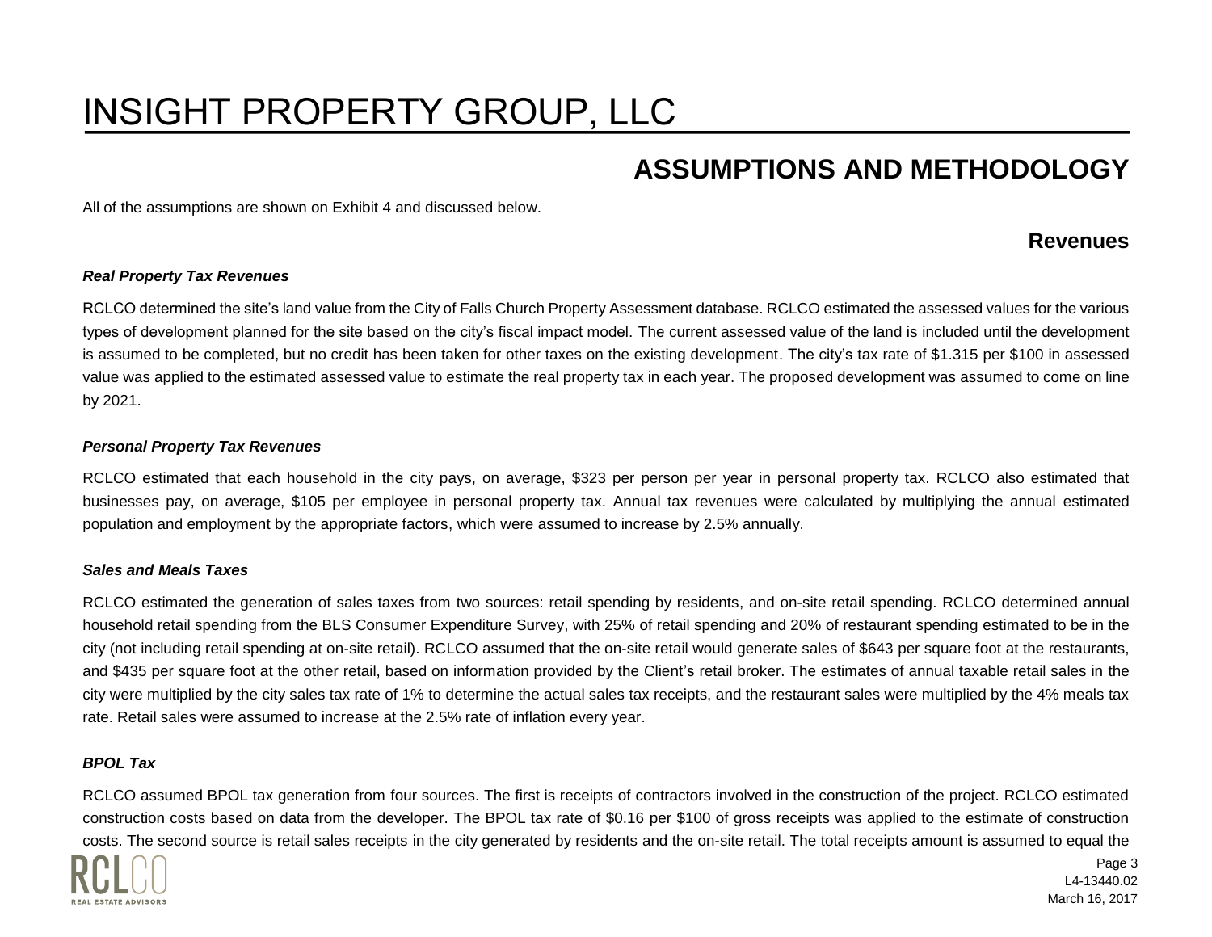## ASSUMPTIONS AND METHODOLOGY

All of the assumptions are shown on Exhibit 4 and discussed below.

### Revenues

***Real Property Tax Revenues***

RCLCO determined the site's land value from the City of Falls Church Property Assessment database. RCLCO estimated the assessed values for the various types of development planned for the site based on the city's fiscal impact model. The current assessed value of the land is included until the development is assumed to be completed, but no credit has been taken for other taxes on the existing development. The city's tax rate of $1.315 per $100 in assessed value was applied to the estimated assessed value to estimate the real property tax in each year. The proposed development was assumed to come on line by 2021.

***Personal Property Tax Revenues***

RCLCO estimated that each household in the city pays, on average, $323 per person per year in personal property tax. RCLCO also estimated that businesses pay, on average, $105 per employee in personal property tax. Annual tax revenues were calculated by multiplying the annual estimated population and employment by the appropriate factors, which were assumed to increase by 2.5% annually.

***Sales and Meals Taxes***

RCLCO estimated the generation of sales taxes from two sources: retail spending by residents, and on-site retail spending. RCLCO determined annual household retail spending from the BLS Consumer Expenditure Survey, with 25% of retail spending and 20% of restaurant spending estimated to be in the city (not including retail spending at on-site retail). RCLCO assumed that the on-site retail would generate sales of $643 per square foot at the restaurants, and $435 per square foot at the other retail, based on information provided by the Client's retail broker. The estimates of annual taxable retail sales in the city were multiplied by the city sales tax rate of 1% to determine the actual sales tax receipts, and the restaurant sales were multiplied by the 4% meals tax rate. Retail sales were assumed to increase at the 2.5% rate of inflation every year.

***BPOL Tax***

RCLCO assumed BPOL tax generation from four sources. The first is receipts of contractors involved in the construction of the project. RCLCO estimated construction costs based on data from the developer. The BPOL tax rate of $0.16 per $100 of gross receipts was applied to the estimate of construction costs. The second source is retail sales receipts in the city generated by residents and the on-site retail. The total receipts amount is assumed to equal the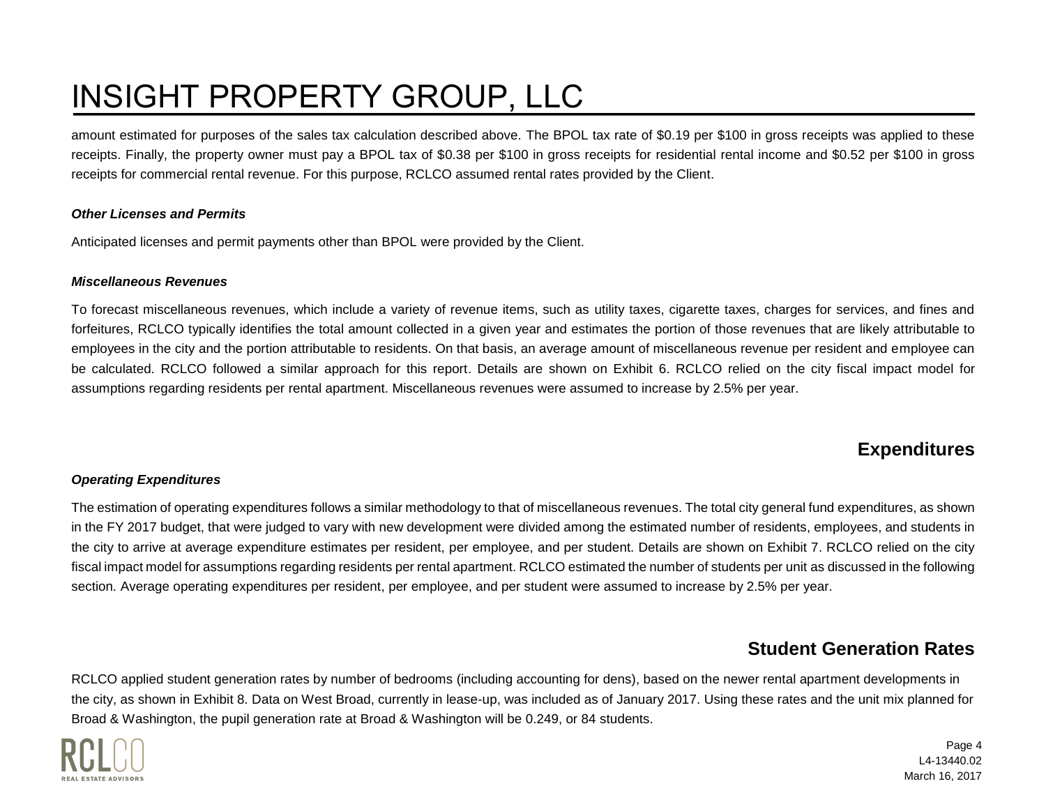amount estimated for purposes of the sales tax calculation described above. The BPOL tax rate of $0.19 per $100 in gross receipts was applied to these receipts. Finally, the property owner must pay a BPOL tax of $0.38 per $100 in gross receipts for residential rental income and $0.52 per $100 in gross receipts for commercial rental revenue. For this purpose, RCLCO assumed rental rates provided by the Client.

### *Other Licenses and Permits*

Anticipated licenses and permit payments other than BPOL were provided by the Client.

### *Miscellaneous Revenues*

To forecast miscellaneous revenues, which include a variety of revenue items, such as utility taxes, cigarette taxes, charges for services, and fines and forfeitures, RCLCO typically identifies the total amount collected in a given year and estimates the portion of those revenues that are likely attributable to employees in the city and the portion attributable to residents. On that basis, an average amount of miscellaneous revenue per resident and employee can be calculated. RCLCO followed a similar approach for this report. Details are shown on Exhibit 6. RCLCO relied on the city fiscal impact model for assumptions regarding residents per rental apartment. Miscellaneous revenues were assumed to increase by 2.5% per year.

## Expenditures

### *Operating Expenditures*

The estimation of operating expenditures follows a similar methodology to that of miscellaneous revenues. The total city general fund expenditures, as shown in the FY 2017 budget, that were judged to vary with new development were divided among the estimated number of residents, employees, and students in the city to arrive at average expenditure estimates per resident, per employee, and per student. Details are shown on Exhibit 7. RCLCO relied on the city fiscal impact model for assumptions regarding residents per rental apartment. RCLCO estimated the number of students per unit as discussed in the following section. Average operating expenditures per resident, per employee, and per student were assumed to increase by 2.5% per year.

## Student Generation Rates

RCLCO applied student generation rates by number of bedrooms (including accounting for dens), based on the newer rental apartment developments in the city, as shown in Exhibit 8. Data on West Broad, currently in lease-up, was included as of January 2017. Using these rates and the unit mix planned for Broad & Washington, the pupil generation rate at Broad & Washington will be 0.249, or 84 students.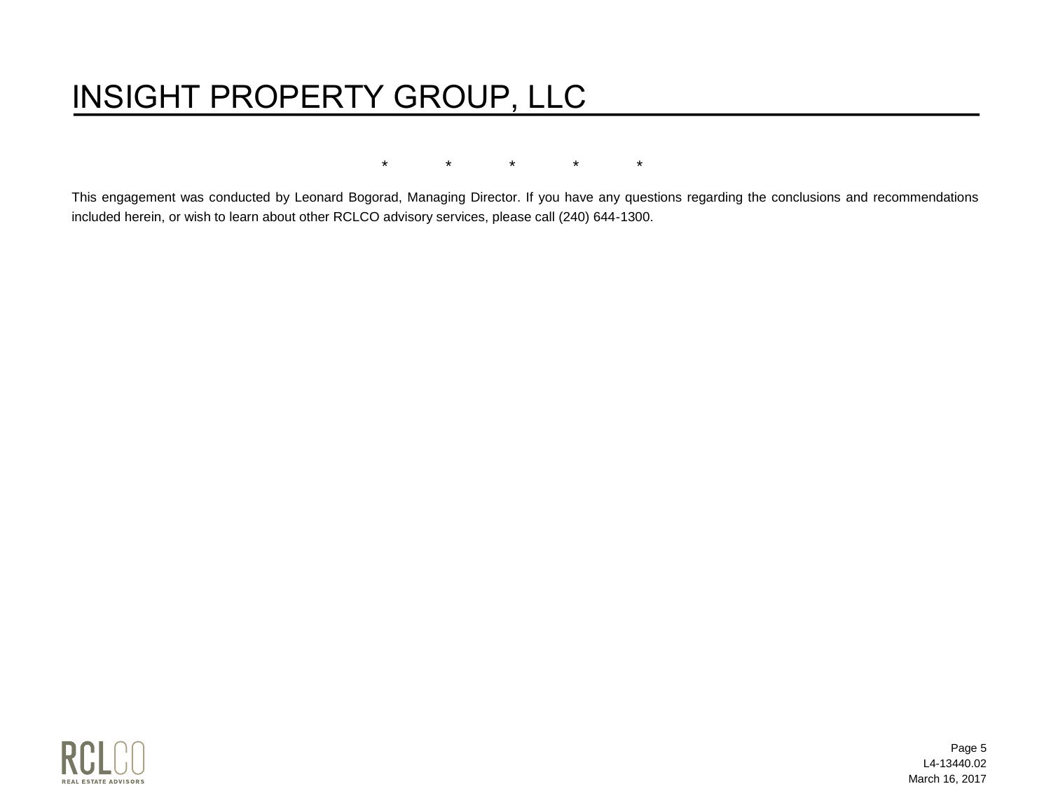# INSIGHT PROPERTY GROUP, LLC

\*　　　\*　　　\*　　　\*　　　\*

This engagement was conducted by Leonard Bogorad, Managing Director. If you have any questions regarding the conclusions and recommendations included herein, or wish to learn about other RCLCO advisory services, please call (240) 644-1300.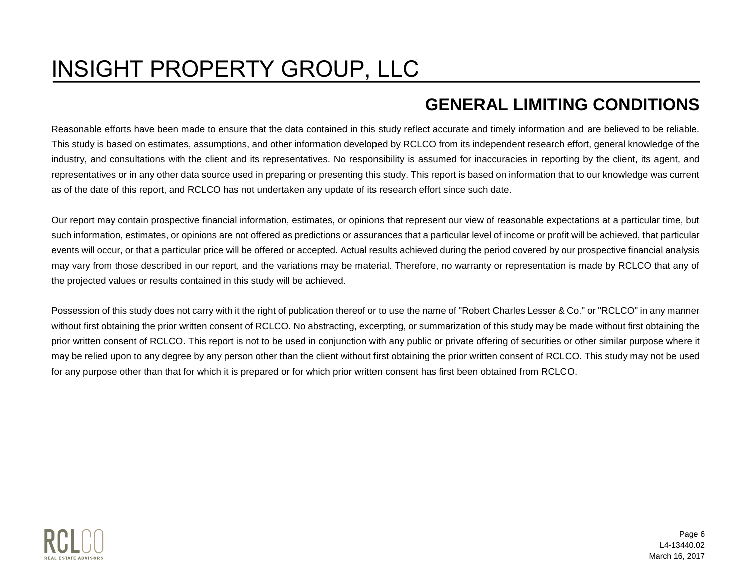# INSIGHT PROPERTY GROUP, LLC

## GENERAL LIMITING CONDITIONS

Reasonable efforts have been made to ensure that the data contained in this study reflect accurate and timely information and are believed to be reliable. This study is based on estimates, assumptions, and other information developed by RCLCO from its independent research effort, general knowledge of the industry, and consultations with the client and its representatives. No responsibility is assumed for inaccuracies in reporting by the client, its agent, and representatives or in any other data source used in preparing or presenting this study. This report is based on information that to our knowledge was current as of the date of this report, and RCLCO has not undertaken any update of its research effort since such date.

Our report may contain prospective financial information, estimates, or opinions that represent our view of reasonable expectations at a particular time, but such information, estimates, or opinions are not offered as predictions or assurances that a particular level of income or profit will be achieved, that particular events will occur, or that a particular price will be offered or accepted. Actual results achieved during the period covered by our prospective financial analysis may vary from those described in our report, and the variations may be material. Therefore, no warranty or representation is made by RCLCO that any of the projected values or results contained in this study will be achieved.

Possession of this study does not carry with it the right of publication thereof or to use the name of "Robert Charles Lesser & Co." or "RCLCO" in any manner without first obtaining the prior written consent of RCLCO. No abstracting, excerpting, or summarization of this study may be made without first obtaining the prior written consent of RCLCO. This report is not to be used in conjunction with any public or private offering of securities or other similar purpose where it may be relied upon to any degree by any person other than the client without first obtaining the prior written consent of RCLCO. This study may not be used for any purpose other than that for which it is prepared or for which prior written consent has first been obtained from RCLCO.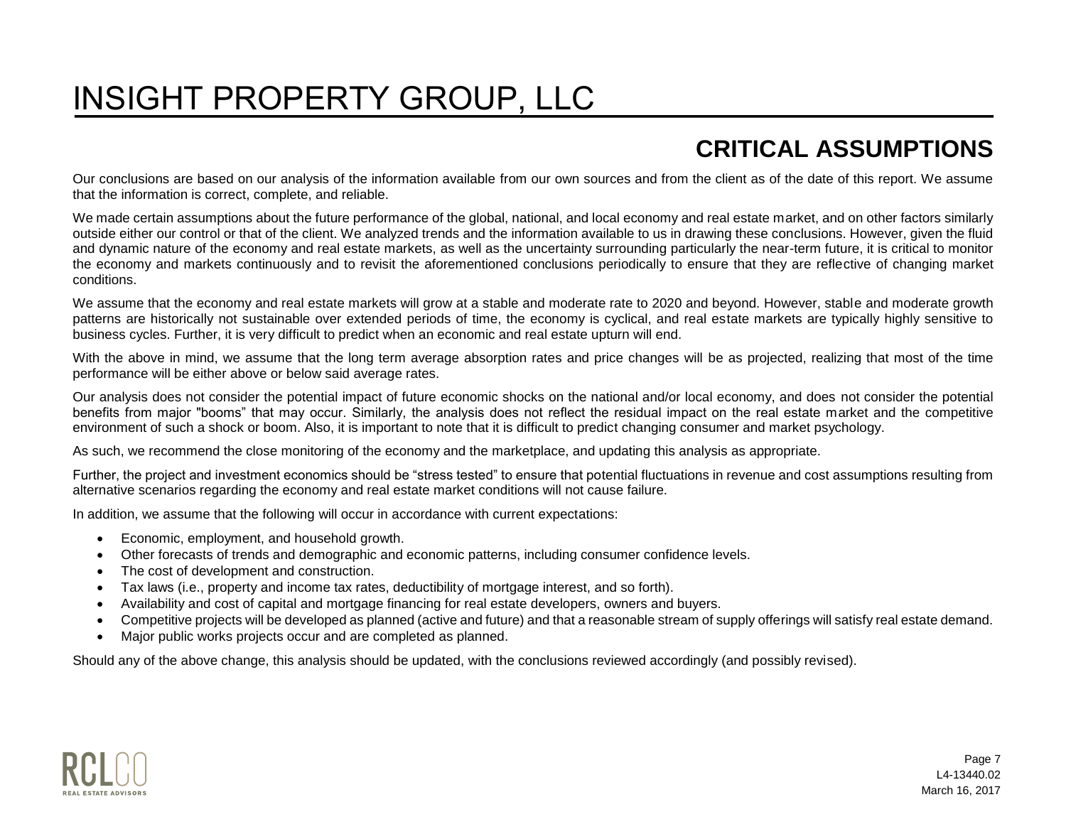## CRITICAL ASSUMPTIONS

Our conclusions are based on our analysis of the information available from our own sources and from the client as of the date of this report. We assume that the information is correct, complete, and reliable.

We made certain assumptions about the future performance of the global, national, and local economy and real estate market, and on other factors similarly outside either our control or that of the client. We analyzed trends and the information available to us in drawing these conclusions. However, given the fluid and dynamic nature of the economy and real estate markets, as well as the uncertainty surrounding particularly the near-term future, it is critical to monitor the economy and markets continuously and to revisit the aforementioned conclusions periodically to ensure that they are reflective of changing market conditions.

We assume that the economy and real estate markets will grow at a stable and moderate rate to 2020 and beyond. However, stable and moderate growth patterns are historically not sustainable over extended periods of time, the economy is cyclical, and real estate markets are typically highly sensitive to business cycles. Further, it is very difficult to predict when an economic and real estate upturn will end.

With the above in mind, we assume that the long term average absorption rates and price changes will be as projected, realizing that most of the time performance will be either above or below said average rates.

Our analysis does not consider the potential impact of future economic shocks on the national and/or local economy, and does not consider the potential benefits from major "booms" that may occur. Similarly, the analysis does not reflect the residual impact on the real estate market and the competitive environment of such a shock or boom. Also, it is important to note that it is difficult to predict changing consumer and market psychology.

As such, we recommend the close monitoring of the economy and the marketplace, and updating this analysis as appropriate.

Further, the project and investment economics should be "stress tested" to ensure that potential fluctuations in revenue and cost assumptions resulting from alternative scenarios regarding the economy and real estate market conditions will not cause failure.

In addition, we assume that the following will occur in accordance with current expectations:

- Economic, employment, and household growth.
- Other forecasts of trends and demographic and economic patterns, including consumer confidence levels.
- The cost of development and construction.
- Tax laws (i.e., property and income tax rates, deductibility of mortgage interest, and so forth).
- Availability and cost of capital and mortgage financing for real estate developers, owners and buyers.
- Competitive projects will be developed as planned (active and future) and that a reasonable stream of supply offerings will satisfy real estate demand.
- Major public works projects occur and are completed as planned.

Should any of the above change, this analysis should be updated, with the conclusions reviewed accordingly (and possibly revised).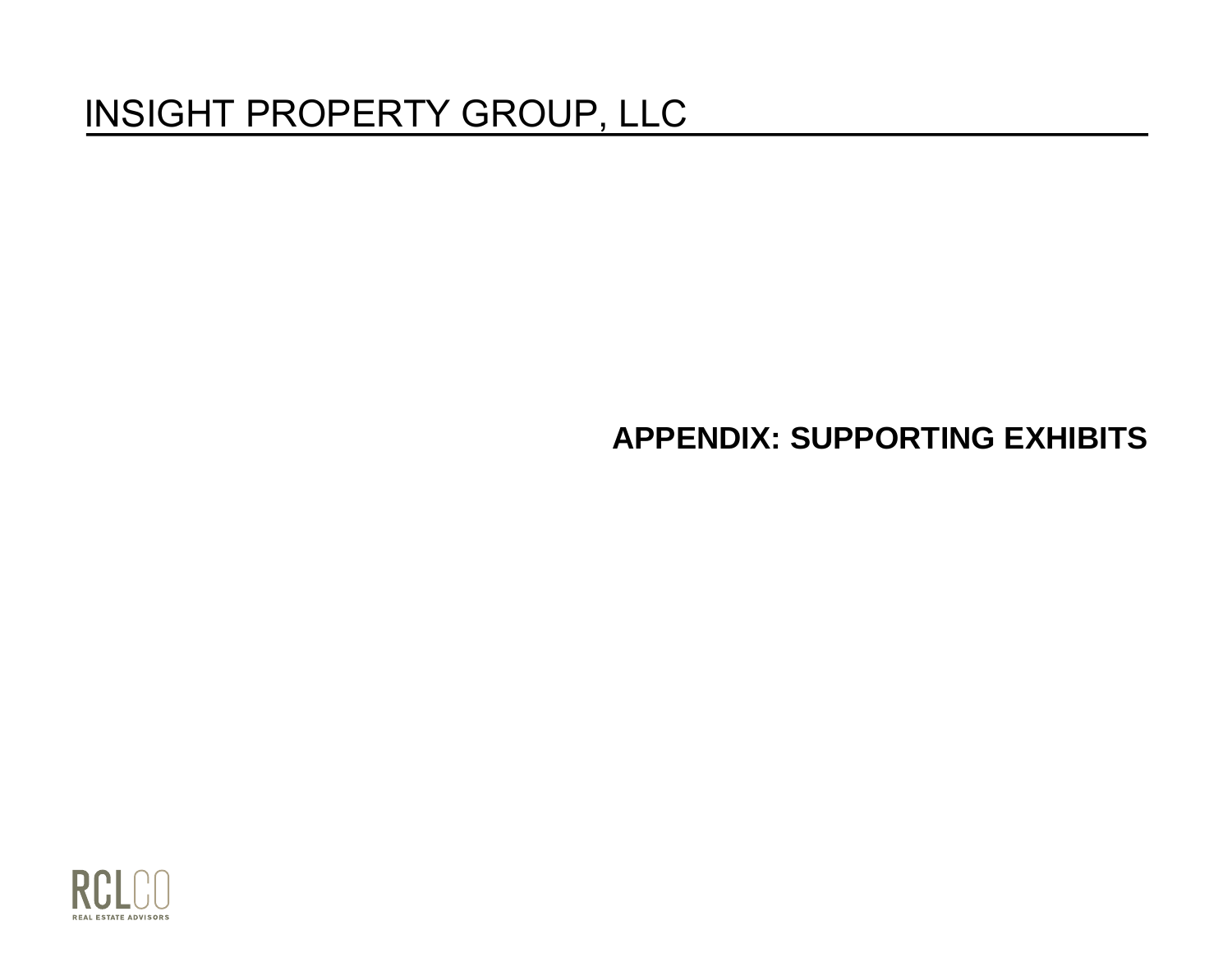# INSIGHT PROPERTY GROUP, LLC

## APPENDIX: SUPPORTING EXHIBITS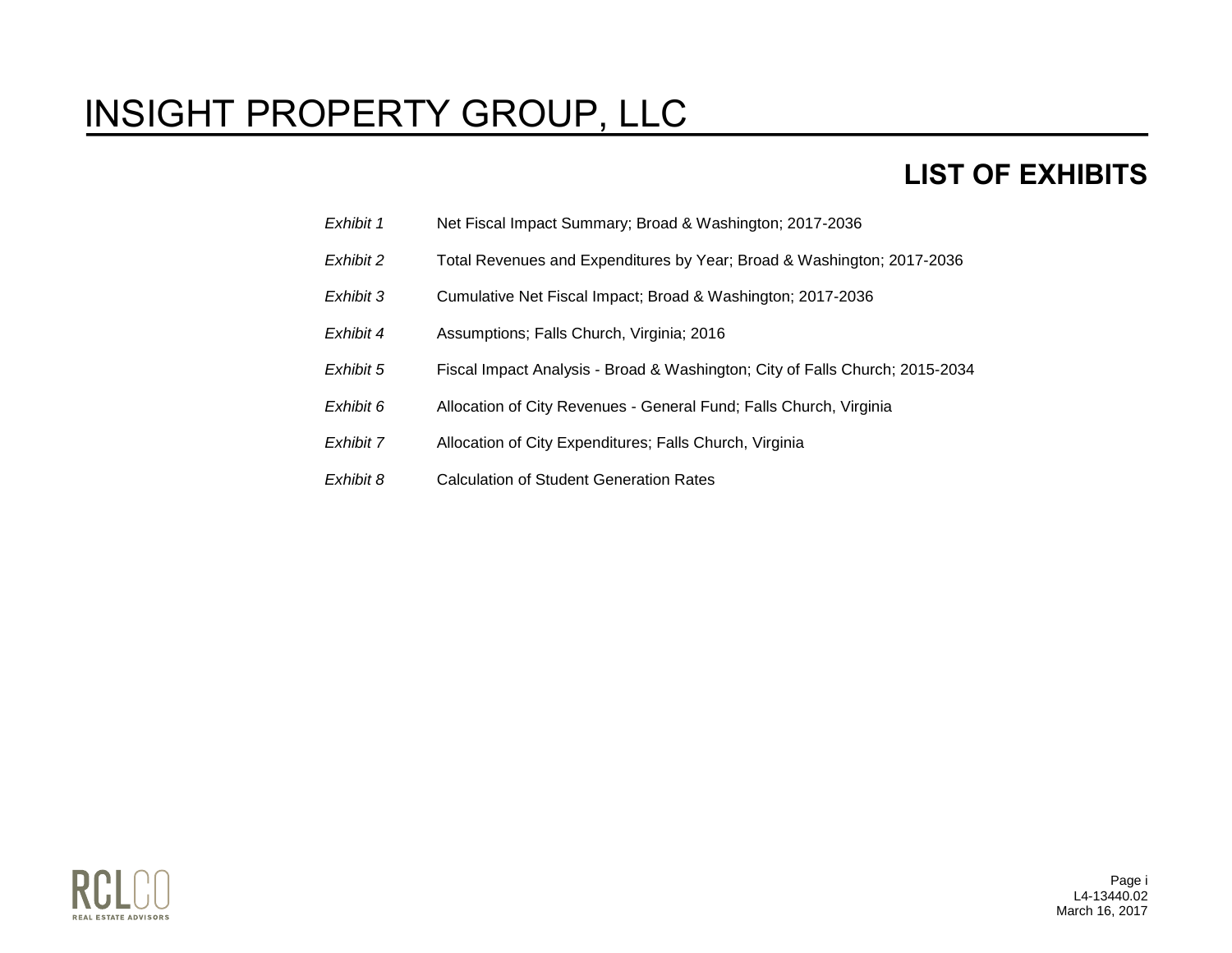# INSIGHT PROPERTY GROUP, LLC

## LIST OF EXHIBITS

| | |
|---|---|
| *Exhibit 1* | Net Fiscal Impact Summary; Broad & Washington; 2017-2036 |
| *Exhibit 2* | Total Revenues and Expenditures by Year; Broad & Washington; 2017-2036 |
| *Exhibit 3* | Cumulative Net Fiscal Impact; Broad & Washington; 2017-2036 |
| *Exhibit 4* | Assumptions; Falls Church, Virginia; 2016 |
| *Exhibit 5* | Fiscal Impact Analysis - Broad & Washington; City of Falls Church; 2015-2034 |
| *Exhibit 6* | Allocation of City Revenues - General Fund; Falls Church, Virginia |
| *Exhibit 7* | Allocation of City Expenditures; Falls Church, Virginia |
| *Exhibit 8* | Calculation of Student Generation Rates |

RCLCO REAL ESTATE ADVISORS

L4-13440.02
March 16, 2017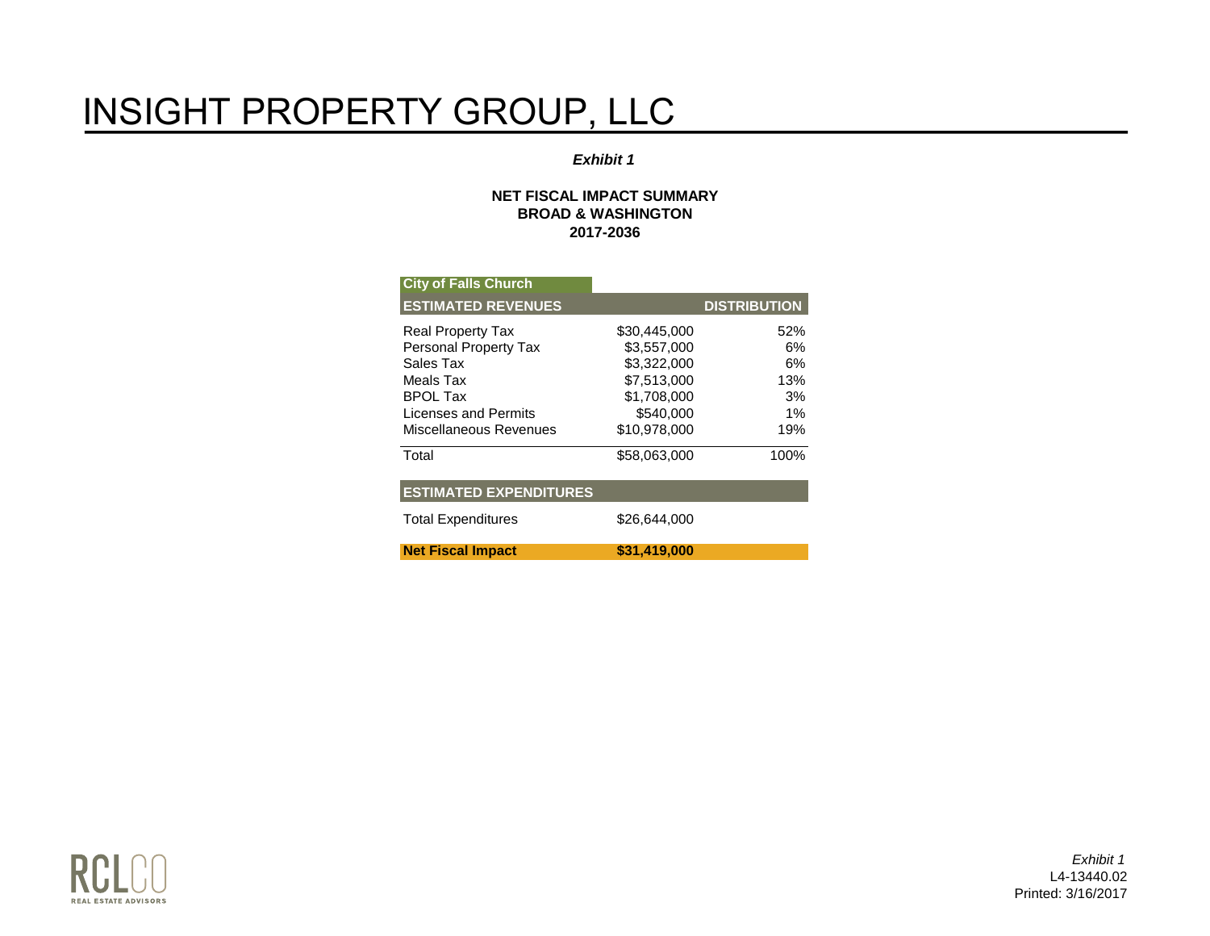# INSIGHT PROPERTY GROUP, LLC

***Exhibit 1***

**NET FISCAL IMPACT SUMMARY**
**BROAD & WASHINGTON**
**2017-2036**

| City of Falls Church | | |
|---|---|---|
| **ESTIMATED REVENUES** | | **DISTRIBUTION** |
| Real Property Tax | $30,445,000 | 52% |
| Personal Property Tax | $3,557,000 | 6% |
| Sales Tax | $3,322,000 | 6% |
| Meals Tax | $7,513,000 | 13% |
| BPOL Tax | $1,708,000 | 3% |
| Licenses and Permits | $540,000 | 1% |
| Miscellaneous Revenues | $10,978,000 | 19% |
| Total | $58,063,000 | 100% |
| **ESTIMATED EXPENDITURES** | | |
| Total Expenditures | $26,644,000 | |
| **Net Fiscal Impact** | **$31,419,000** | |

RCLCO REAL ESTATE ADVISORS

*Exhibit 1*
L4-13440.02
Printed: 3/16/2017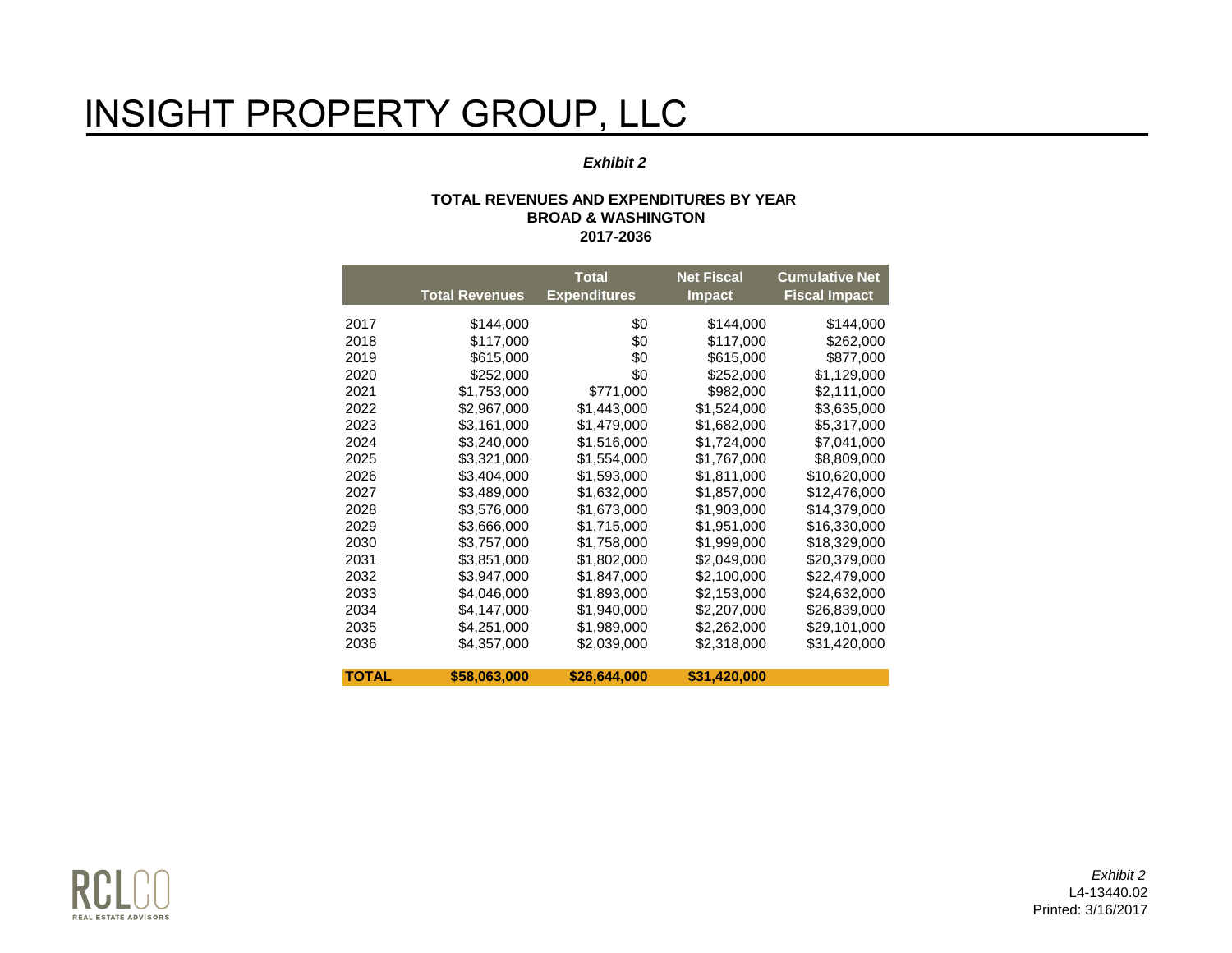# INSIGHT PROPERTY GROUP, LLC

***Exhibit 2***

**TOTAL REVENUES AND EXPENDITURES BY YEAR**
**BROAD & WASHINGTON**
**2017-2036**

| | Total Revenues | Total Expenditures | Net Fiscal Impact | Cumulative Net Fiscal Impact |
|---|---|---|---|---|
| 2017 | $144,000 | $0 | $144,000 | $144,000 |
| 2018 | $117,000 | $0 | $117,000 | $262,000 |
| 2019 | $615,000 | $0 | $615,000 | $877,000 |
| 2020 | $252,000 | $0 | $252,000 | $1,129,000 |
| 2021 | $1,753,000 | $771,000 | $982,000 | $2,111,000 |
| 2022 | $2,967,000 | $1,443,000 | $1,524,000 | $3,635,000 |
| 2023 | $3,161,000 | $1,479,000 | $1,682,000 | $5,317,000 |
| 2024 | $3,240,000 | $1,516,000 | $1,724,000 | $7,041,000 |
| 2025 | $3,321,000 | $1,554,000 | $1,767,000 | $8,809,000 |
| 2026 | $3,404,000 | $1,593,000 | $1,811,000 | $10,620,000 |
| 2027 | $3,489,000 | $1,632,000 | $1,857,000 | $12,476,000 |
| 2028 | $3,576,000 | $1,673,000 | $1,903,000 | $14,379,000 |
| 2029 | $3,666,000 | $1,715,000 | $1,951,000 | $16,330,000 |
| 2030 | $3,757,000 | $1,758,000 | $1,999,000 | $18,329,000 |
| 2031 | $3,851,000 | $1,802,000 | $2,049,000 | $20,379,000 |
| 2032 | $3,947,000 | $1,847,000 | $2,100,000 | $22,479,000 |
| 2033 | $4,046,000 | $1,893,000 | $2,153,000 | $24,632,000 |
| 2034 | $4,147,000 | $1,940,000 | $2,207,000 | $26,839,000 |
| 2035 | $4,251,000 | $1,989,000 | $2,262,000 | $29,101,000 |
| 2036 | $4,357,000 | $2,039,000 | $2,318,000 | $31,420,000 |
| **TOTAL** | **$58,063,000** | **$26,644,000** | **$31,420,000** | |

RCLCO REAL ESTATE ADVISORS

*Exhibit 2*
L4-13440.02
Printed: 3/16/2017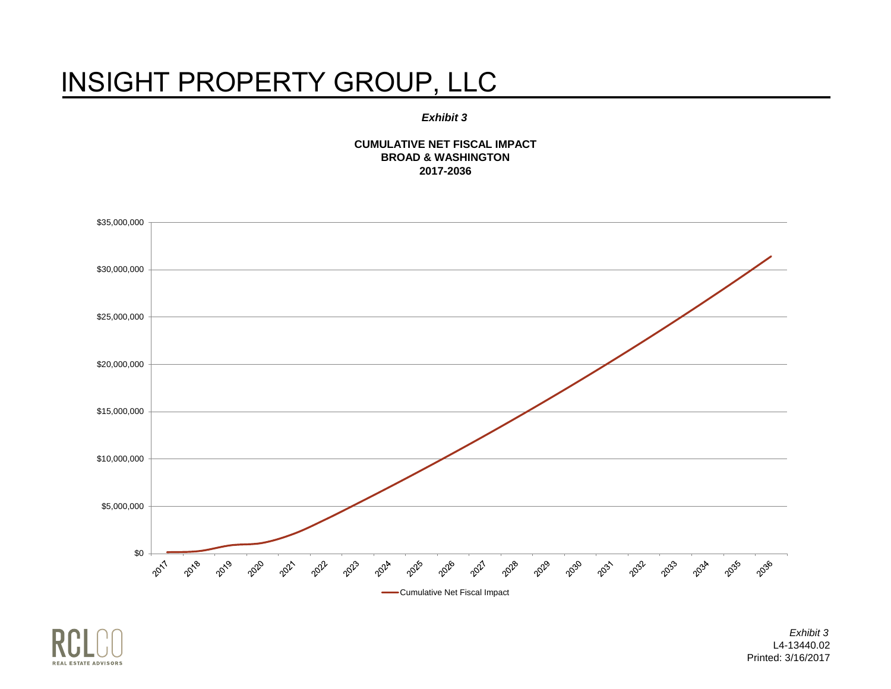# INSIGHT PROPERTY GROUP, LLC

*Exhibit 3*

**CUMULATIVE NET FISCAL IMPACT**
**BROAD & WASHINGTON**
**2017-2036**

$35,000,000
$30,000,000
$25,000,000
$20,000,000
$15,000,000
$10,000,000
$5,000,000
$0

2017 2018 2019 2020 2021 2022 2023 2024 2025 2026 2027 2028 2029 2030 2031 2032 2033 2034 2035 2036

Cumulative Net Fiscal Impact

RCLCO
REAL ESTATE ADVISORS

*Exhibit 3*
L4-13440.02
Printed: 3/16/2017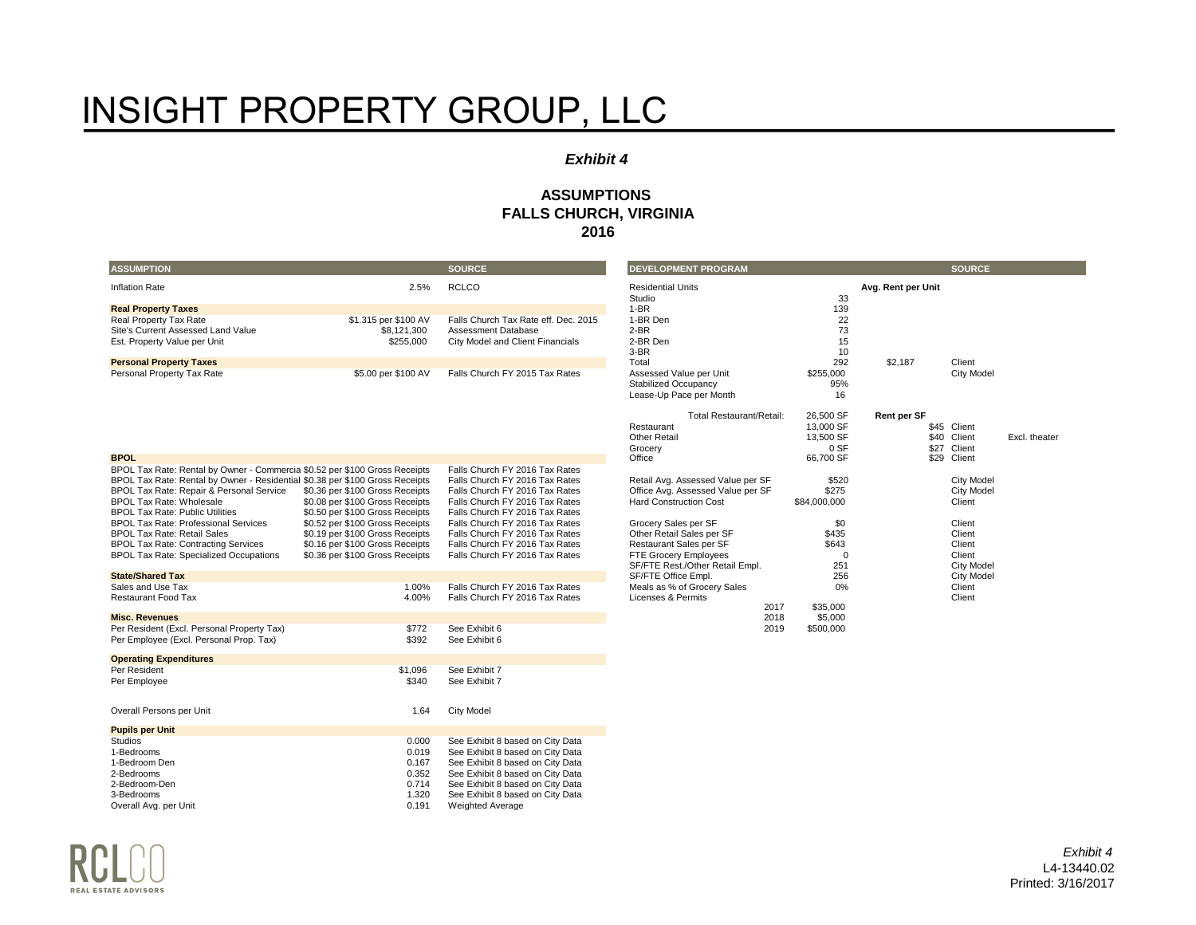# INSIGHT PROPERTY GROUP, LLC

***Exhibit 4***

**ASSUMPTIONS**
**FALLS CHURCH, VIRGINIA**
**2016**

| ASSUMPTION | | SOURCE |
|---|---|---|
| Inflation Rate | 2.5% | RCLCO |
| **Real Property Taxes** | | |
| Real Property Tax Rate | $1.315 per $100 AV | Falls Church Tax Rate eff. Dec. 2015 |
| Site's Current Assessed Land Value | $8,121,300 | Assessment Database |
| Est. Property Value per Unit | $255,000 | City Model and Client Financials |
| **Personal Property Taxes** | | |
| Personal Property Tax Rate | $5.00 per $100 AV | Falls Church FY 2015 Tax Rates |
| **BPOL** | | |
| BPOL Tax Rate: Rental by Owner - Commercia | $0.52 per $100 Gross Receipts | Falls Church FY 2016 Tax Rates |
| BPOL Tax Rate: Rental by Owner - Residential | $0.38 per $100 Gross Receipts | Falls Church FY 2016 Tax Rates |
| BPOL Tax Rate: Repair & Personal Service | $0.36 per $100 Gross Receipts | Falls Church FY 2016 Tax Rates |
| BPOL Tax Rate: Wholesale | $0.08 per $100 Gross Receipts | Falls Church FY 2016 Tax Rates |
| BPOL Tax Rate: Public Utilities | $0.50 per $100 Gross Receipts | Falls Church FY 2016 Tax Rates |
| BPOL Tax Rate: Professional Services | $0.52 per $100 Gross Receipts | Falls Church FY 2016 Tax Rates |
| BPOL Tax Rate: Retail Sales | $0.19 per $100 Gross Receipts | Falls Church FY 2016 Tax Rates |
| BPOL Tax Rate: Contracting Services | $0.16 per $100 Gross Receipts | Falls Church FY 2016 Tax Rates |
| BPOL Tax Rate: Specialized Occupations | $0.36 per $100 Gross Receipts | Falls Church FY 2016 Tax Rates |
| **State/Shared Tax** | | |
| Sales and Use Tax | 1.00% | Falls Church FY 2016 Tax Rates |
| Restaurant Food Tax | 4.00% | Falls Church FY 2016 Tax Rates |
| **Misc. Revenues** | | |
| Per Resident (Excl. Personal Property Tax) | $772 | See Exhibit 6 |
| Per Employee (Excl. Personal Prop. Tax) | $392 | See Exhibit 6 |
| **Operating Expenditures** | | |
| Per Resident | $1,096 | See Exhibit 7 |
| Per Employee | $340 | See Exhibit 7 |
| Overall Persons per Unit | 1.64 | City Model |
| **Pupils per Unit** | | |
| Studios | 0.000 | See Exhibit 8 based on City Data |
| 1-Bedrooms | 0.019 | See Exhibit 8 based on City Data |
| 1-Bedroom Den | 0.167 | See Exhibit 8 based on City Data |
| 2-Bedrooms | 0.352 | See Exhibit 8 based on City Data |
| 2-Bedroom-Den | 0.714 | See Exhibit 8 based on City Data |
| 3-Bedrooms | 1.320 | See Exhibit 8 based on City Data |
| Overall Avg. per Unit | 0.191 | Weighted Average |

| DEVELOPMENT PROGRAM | | | SOURCE | |
|---|---|---|---|---|
| Residential Units | | Avg. Rent per Unit | | |
| Studio | 33 | | | |
| 1-BR | 139 | | | |
| 1-BR Den | 22 | | | |
| 2-BR | 73 | | | |
| 2-BR Den | 15 | | | |
| 3-BR | 10 | | | |
| Total | 292 | $2,187 | Client | |
| Assessed Value per Unit | $255,000 | | City Model | |
| Stabilized Occupancy | 95% | | | |
| Lease-Up Pace per Month | 16 | | | |
| Total Restaurant/Retail: | 26,500 SF | Rent per SF | | |
| Restaurant | 13,000 SF | $45 | Client | |
| Other Retail | 13,500 SF | $40 | Client | Excl. theater |
| Grocery | 0 SF | $27 | Client | |
| Office | 66,700 SF | $29 | Client | |
| Retail Avg. Assessed Value per SF | $520 | | City Model | |
| Office Avg. Assessed Value per SF | $275 | | City Model | |
| Hard Construction Cost | $84,000,000 | | Client | |
| Grocery Sales per SF | $0 | | Client | |
| Other Retail Sales per SF | $435 | | Client | |
| Restaurant Sales per SF | $643 | | Client | |
| FTE Grocery Employees | 0 | | Client | |
| SF/FTE Rest./Other Retail Empl. | 251 | | City Model | |
| SF/FTE Office Empl. | 256 | | City Model | |
| Meals as % of Grocery Sales | 0% | | Client | |
| Licenses & Permits | | | Client | |
| 2017 | $35,000 | | | |
| 2018 | $5,000 | | | |
| 2019 | $500,000 | | | |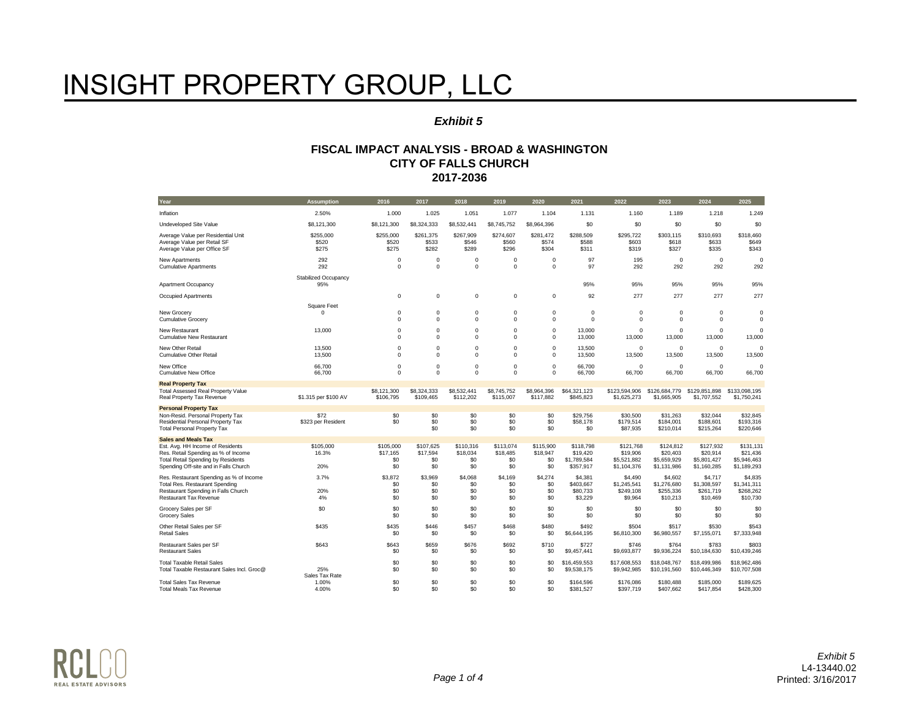# INSIGHT PROPERTY GROUP, LLC

***Exhibit 5***

### FISCAL IMPACT ANALYSIS - BROAD & WASHINGTON
### CITY OF FALLS CHURCH
### 2017-2036

| Year | Assumption | 2016 | 2017 | 2018 | 2019 | 2020 | 2021 | 2022 | 2023 | 2024 | 2025 |
|---|---|---|---|---|---|---|---|---|---|---|---|
| Inflation | 2.50% | 1.000 | 1.025 | 1.051 | 1.077 | 1.104 | 1.131 | 1.160 | 1.189 | 1.218 | 1.249 |
| Undeveloped Site Value | $8,121,300 | $8,121,300 | $8,324,333 | $8,532,441 | $8,745,752 | $8,964,396 | $0 | $0 | $0 | $0 | $0 |
| Average Value per Residential Unit | $255,000 | $255,000 | $261,375 | $267,909 | $274,607 | $281,472 | $288,509 | $295,722 | $303,115 | $310,693 | $318,460 |
| Average Value per Retail SF | $520 | $520 | $533 | $546 | $560 | $574 | $588 | $603 | $618 | $633 | $649 |
| Average Value per Office SF | $275 | $275 | $282 | $289 | $296 | $304 | $311 | $319 | $327 | $335 | $343 |
| New Apartments | 292 | 0 | 0 | 0 | 0 | 0 | 97 | 195 | 0 | 0 | 0 |
| Cumulative Apartments | 292 | 0 | 0 | 0 | 0 | 0 | 97 | 292 | 292 | 292 | 292 |
| | Stabilized Occupancy | | | | | | | | | | |
| Apartment Occupancy | 95% | | | | | | 95% | 95% | 95% | 95% | 95% |
| Occupied Apartments | | 0 | 0 | 0 | 0 | 0 | 92 | 277 | 277 | 277 | 277 |
| | Square Feet | | | | | | | | | | |
| New Grocery | 0 | 0 | 0 | 0 | 0 | 0 | 0 | 0 | 0 | 0 | 0 |
| Cumulative Grocery | | 0 | 0 | 0 | 0 | 0 | 0 | 0 | 0 | 0 | 0 |
| New Restaurant | 13,000 | 0 | 0 | 0 | 0 | 0 | 13,000 | 0 | 0 | 0 | 0 |
| Cumulative New Restaurant | | 0 | 0 | 0 | 0 | 0 | 13,000 | 13,000 | 13,000 | 13,000 | 13,000 |
| New Other Retail | 13,500 | 0 | 0 | 0 | 0 | 0 | 13,500 | 0 | 0 | 0 | 0 |
| Cumulative Other Retail | 13,500 | 0 | 0 | 0 | 0 | 0 | 13,500 | 13,500 | 13,500 | 13,500 | 13,500 |
| New Office | 66,700 | 0 | 0 | 0 | 0 | 0 | 66,700 | 0 | 0 | 0 | 0 |
| Cumulative New Office | 66,700 | 0 | 0 | 0 | 0 | 0 | 66,700 | 66,700 | 66,700 | 66,700 | 66,700 |
| **Real Property Tax** | | | | | | | | | | | |
| Total Assessed Real Property Value | | $8,121,300 | $8,324,333 | $8,532,441 | $8,745,752 | $8,964,396 | $64,321,123 | $123,594,906 | $126,684,779 | $129,851,898 | $133,098,195 |
| Real Property Tax Revenue | $1.315 per $100 AV | $106,795 | $109,465 | $112,202 | $115,007 | $117,882 | $845,823 | $1,625,273 | $1,665,905 | $1,707,552 | $1,750,241 |
| **Personal Property Tax** | | | | | | | | | | | |
| Non-Resid. Personal Property Tax | $72 | $0 | $0 | $0 | $0 | $0 | $29,756 | $30,500 | $31,263 | $32,044 | $32,845 |
| Residential Personal Property Tax | $323 per Resident | $0 | $0 | $0 | $0 | $0 | $58,178 | $179,514 | $184,001 | $188,601 | $193,316 |
| Total Personal Property Tax | | $0 | $0 | $0 | $0 | $0 | $87,935 | $210,014 | $215,264 | $220,646 | |
| **Sales and Meals Tax** | | | | | | | | | | | |
| Est. Avg. HH Income of Residents | $105,000 | $105,000 | $107,625 | $110,316 | $113,074 | $115,900 | $118,798 | $121,768 | $124,812 | $127,932 | $131,131 |
| Res. Retail Spending as % of Income | 16.3% | $17,165 | $17,594 | $18,034 | $18,485 | $18,947 | $19,420 | $19,906 | $20,403 | $20,914 | $21,436 |
| Total Retail Spending by Residents | | $0 | $0 | $0 | $0 | $0 | $1,789,584 | $5,521,882 | $5,659,929 | $5,801,427 | $5,946,463 |
| Spending Off-site and in Falls Church | 20% | $0 | $0 | $0 | $0 | $0 | $357,917 | $1,104,376 | $1,131,986 | $1,160,285 | $1,189,293 |
| Res. Restaurant Spending as % of Income | 3.7% | $3,872 | $3,969 | $4,068 | $4,169 | $4,274 | $4,381 | $4,490 | $4,602 | $4,717 | $4,835 |
| Total Res. Restaurant Spending | | $0 | $0 | $0 | $0 | $0 | $403,667 | $1,245,541 | $1,276,680 | $1,308,597 | $1,341,311 |
| Restaurant Spending in Falls Church | 20% | $0 | $0 | $0 | $0 | $0 | $80,733 | $249,108 | $255,336 | $261,719 | $268,262 |
| Restaurant Tax Revenue | 4% | $0 | $0 | $0 | $0 | $0 | $3,229 | $9,964 | $10,213 | $10,469 | $10,730 |
| Grocery Sales per SF | $0 | $0 | $0 | $0 | $0 | $0 | $0 | $0 | $0 | $0 | $0 |
| Grocery Sales | | $0 | $0 | $0 | $0 | $0 | $0 | $0 | $0 | $0 | $0 |
| Other Retail Sales per SF | $435 | $435 | $446 | $457 | $468 | $480 | $492 | $504 | $517 | $530 | $543 |
| Retail Sales | | $0 | $0 | $0 | $0 | $0 | $6,644,195 | $6,810,300 | $6,980,557 | $7,155,071 | $7,333,948 |
| Restaurant Sales per SF | $643 | $643 | $659 | $676 | $692 | $710 | $727 | $746 | $764 | $783 | $803 |
| Restaurant Sales | | $0 | $0 | $0 | $0 | $0 | $9,457,441 | $9,693,877 | $9,936,224 | $10,184,630 | $10,439,246 |
| Total Taxable Retail Sales | | $0 | $0 | $0 | $0 | $0 | $16,459,553 | $17,608,553 | $18,048,767 | $18,499,986 | $18,962,486 |
| Total Taxable Restaurant Sales Incl. Groc@ | 25% | $0 | $0 | $0 | $0 | $0 | $9,538,175 | $9,942,985 | $10,191,560 | $10,446,349 | $10,707,508 |
| | Sales Tax Rate | | | | | | | | | | |
| Total Sales Tax Revenue | 1.00% | $0 | $0 | $0 | $0 | $0 | $164,596 | $176,086 | $180,488 | $185,000 | $189,625 |
| Total Meals Tax Revenue | 4.00% | $0 | $0 | $0 | $0 | $0 | $381,527 | $397,719 | $407,662 | $417,854 | $428,300 |

*Exhibit 5*
L4-13440.02
Printed: 3/16/2017

# INSIGHT PROPERTY GROUP, LLC

***Exhibit 5***

### FISCAL IMPACT ANALYSIS - BROAD & WASHINGTON
### CITY OF FALLS CHURCH
### 2017-2036

| Year | Assumption | 2016 | 2017 | 2018 | 2019 | 2020 | 2021 | 2022 | 2023 | 2024 | 2025 |
|---|---|---|---|---|---|---|---|---|---|---|---|
| Inflation | 2.50% | 1.000 | 1.025 | 1.051 | 1.077 | 1.104 | 1.131 | 1.160 | 1.189 | 1.218 | 1.249 |
| Undeveloped Site Value | $8,121,300 | $8,121,300 | $8,324,333 | $8,532,441 | $8,745,752 | $8,964,396 | $0 | $0 | $0 | $0 | $0 |
| Average Value per Residential Unit | $255,000 | $255,000 | $261,375 | $267,909 | $274,607 | $281,472 | $288,509 | $295,722 | $303,115 | $310,693 | $318,460 |
| Average Value per Retail SF | $520 | $520 | $533 | $546 | $560 | $574 | $588 | $603 | $618 | $633 | $649 |
| Average Value per Office SF | $275 | $275 | $282 | $289 | $296 | $304 | $311 | $319 | $327 | $335 | $343 |
| New Apartments | 292 | 0 | 0 | 0 | 0 | 0 | 97 | 195 | 0 | 0 | 0 |
| Cumulative Apartments | 292 | 0 | 0 | 0 | 0 | 0 | 97 | 292 | 292 | 292 | 292 |
| | Stabilized Occupancy | | | | | | | | | | |
| Apartment Occupancy | 95% | | | | | | 95% | 95% | 95% | 95% | 95% |
| Occupied Apartments | | 0 | 0 | 0 | 0 | 0 | 92 | 277 | 277 | 277 | 277 |
| | Square Feet | | | | | | | | | | |
| New Grocery | 0 | 0 | 0 | 0 | 0 | 0 | 0 | 0 | 0 | 0 | 0 |
| Cumulative Grocery | | 0 | 0 | 0 | 0 | 0 | 0 | 0 | 0 | 0 | 0 |
| New Restaurant | 13,000 | 0 | 0 | 0 | 0 | 0 | 13,000 | 0 | 0 | 0 | 0 |
| Cumulative New Restaurant | | 0 | 0 | 0 | 0 | 0 | 13,000 | 13,000 | 13,000 | 13,000 | 13,000 |
| New Other Retail | 13,500 | 0 | 0 | 0 | 0 | 0 | 13,500 | 0 | 0 | 0 | 0 |
| Cumulative Other Retail | 13,500 | 0 | 0 | 0 | 0 | 0 | 13,500 | 13,500 | 13,500 | 13,500 | 13,500 |
| New Office | 66,700 | 0 | 0 | 0 | 0 | 0 | 66,700 | 0 | 0 | 0 | 0 |
| Cumulative New Office | 66,700 | 0 | 0 | 0 | 0 | 0 | 66,700 | 66,700 | 66,700 | 66,700 | 66,700 |
| **Real Property Tax** | | | | | | | | | | | |
| Total Assessed Real Property Value | | $8,121,300 | $8,324,333 | $8,532,441 | $8,745,752 | $8,964,396 | $64,321,123 | $123,594,906 | $126,684,779 | $129,851,898 | $133,098,195 |
| Real Property Tax Revenue | $1.315 per $100 AV | $106,795 | $109,465 | $112,202 | $115,007 | $117,882 | $845,823 | $1,625,273 | $1,665,905 | $1,707,552 | $1,750,241 |
| **Personal Property Tax** | | | | | | | | | | | |
| Non-Resid. Personal Property Tax | $72 | $0 | $0 | $0 | $0 | $0 | $29,756 | $30,500 | $31,263 | $32,044 | $32,845 |
| Residential Personal Property Tax | $323 per Resident | $0 | $0 | $0 | $0 | $0 | $58,178 | $179,514 | $184,001 | $188,601 | $193,316 |
| Total Personal Property Tax | | $0 | $0 | $0 | $0 | $0 | $87,935 | $210,014 | $215,264 | $220,646 | |
| **Sales and Meals Tax** | | | | | | | | | | | |
| Est. Avg. HH Income of Residents | $105,000 | $105,000 | $107,625 | $110,316 | $113,074 | $115,900 | $118,798 | $121,768 | $124,812 | $127,932 | $131,131 |
| Res. Retail Spending as % of Income | 16.3% | $17,165 | $17,594 | $18,034 | $18,485 | $18,947 | $19,420 | $19,906 | $20,403 | $20,914 | $21,436 |
| Total Retail Spending by Residents | | $0 | $0 | $0 | $0 | $0 | $1,789,584 | $5,521,882 | $5,659,929 | $5,801,427 | $5,946,463 |
| Spending Off-site and in Falls Church | 20% | $0 | $0 | $0 | $0 | $0 | $357,917 | $1,104,376 | $1,131,986 | $1,160,285 | $1,189,293 |
| Res. Restaurant Spending as % of Income | 3.7% | $3,872 | $3,969 | $4,068 | $4,169 | $4,274 | $4,381 | $4,490 | $4,602 | $4,717 | $4,835 |
| Total Res. Restaurant Spending | | $0 | $0 | $0 | $0 | $0 | $403,667 | $1,245,541 | $1,276,680 | $1,308,597 | $1,341,311 |
| Restaurant Spending in Falls Church | 20% | $0 | $0 | $0 | $0 | $0 | $80,733 | $249,108 | $255,336 | $261,719 | $268,262 |
| Restaurant Tax Revenue | 4% | $0 | $0 | $0 | $0 | $0 | $3,229 | $9,964 | $10,213 | $10,469 | $10,730 |
| Grocery Sales per SF | $0 | $0 | $0 | $0 | $0 | $0 | $0 | $0 | $0 | $0 | $0 |
| Grocery Sales | | $0 | $0 | $0 | $0 | $0 | $0 | $0 | $0 | $0 | $0 |
| Other Retail Sales per SF | $435 | $435 | $446 | $457 | $468 | $480 | $492 | $504 | $517 | $530 | $543 |
| Retail Sales | | $0 | $0 | $0 | $0 | $0 | $6,644,195 | $6,810,300 | $6,980,557 | $7,155,071 | $7,333,948 |
| Restaurant Sales per SF | $643 | $643 | $659 | $676 | $692 | $710 | $727 | $746 | $764 | $783 | $803 |
| Restaurant Sales | | $0 | $0 | $0 | $0 | $0 | $9,457,441 | $9,693,877 | $9,936,224 | $10,184,630 | $10,439,246 |
| Total Taxable Retail Sales | | $0 | $0 | $0 | $0 | $0 | $16,459,553 | $17,608,553 | $18,048,767 | $18,499,986 | $18,962,486 |
| Total Taxable Restaurant Sales Incl. Groc@ | 25% | $0 | $0 | $0 | $0 | $0 | $9,538,175 | $9,942,985 | $10,191,560 | $10,446,349 | $10,707,508 |
| | Sales Tax Rate | | | | | | | | | | |
| Total Sales Tax Revenue | 1.00% | $0 | $0 | $0 | $0 | $0 | $164,596 | $176,086 | $180,488 | $185,000 | $189,625 |
| Total Meals Tax Revenue | 4.00% | $0 | $0 | $0 | $0 | $0 | $381,527 | $397,719 | $407,662 | $417,854 | $428,300 |

*Exhibit 5*
L4-13440.02
Printed: 3/16/2017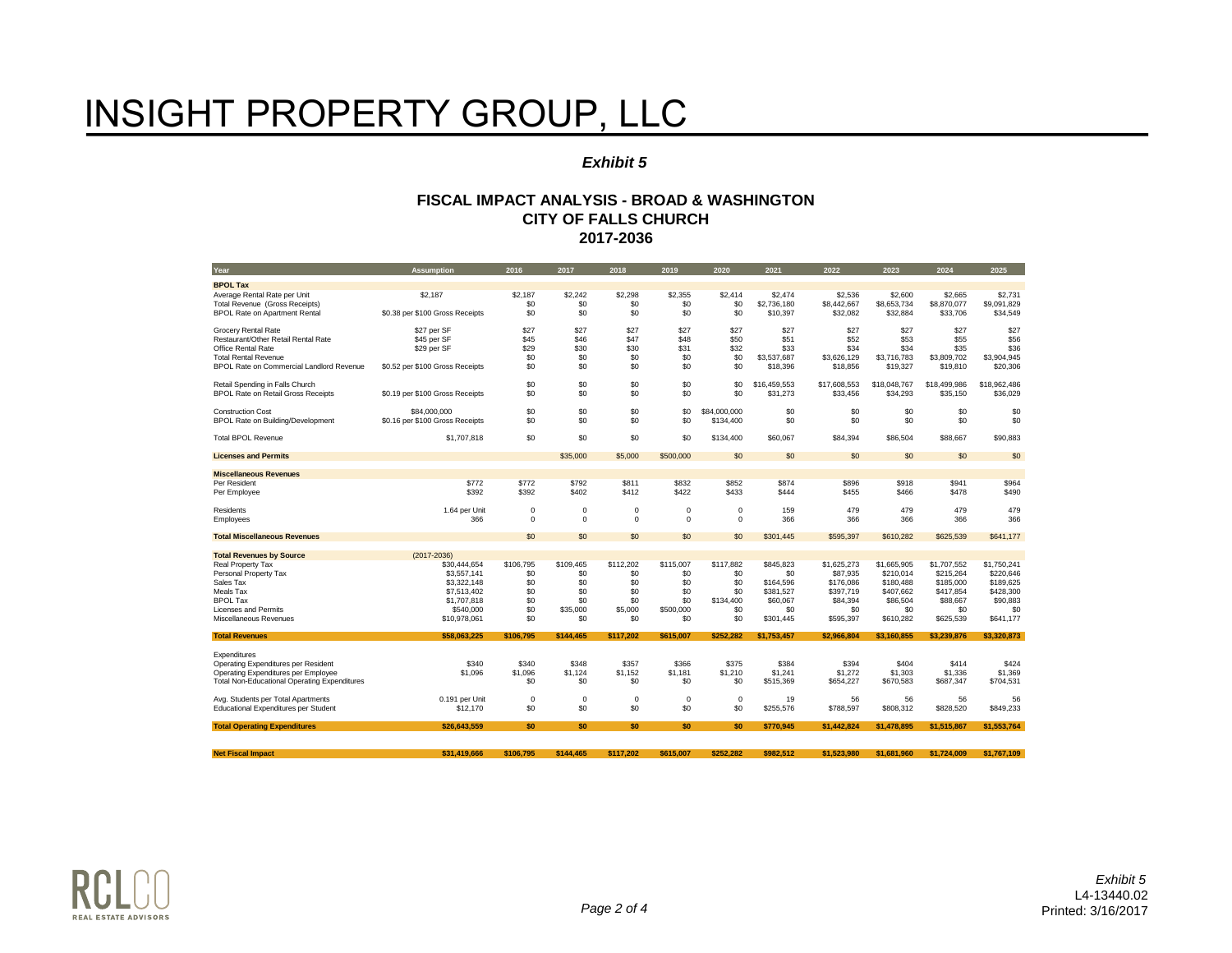# INSIGHT PROPERTY GROUP, LLC

***Exhibit 5***

## FISCAL IMPACT ANALYSIS - BROAD & WASHINGTON
## CITY OF FALLS CHURCH
## 2017-2036

| Year | Assumption | 2016 | 2017 | 2018 | 2019 | 2020 | 2021 | 2022 | 2023 | 2024 | 2025 |
|---|---|---|---|---|---|---|---|---|---|---|---|
| **BPOL Tax** | | | | | | | | | | | |
| Average Rental Rate per Unit | $2,187 | $2,187 | $2,242 | $2,298 | $2,355 | $2,414 | $2,474 | $2,536 | $2,600 | $2,665 | $2,731 |
| Total Revenue (Gross Receipts) | | $0 | $0 | $0 | $0 | $0 | $2,736,180 | $8,442,667 | $8,653,734 | $8,870,077 | $9,091,829 |
| BPOL Rate on Apartment Rental | $0.38 per $100 Gross Receipts | $0 | $0 | $0 | $0 | $0 | $10,397 | $32,082 | $32,884 | $33,706 | $34,549 |
| Grocery Rental Rate | $27 per SF | $27 | $27 | $27 | $27 | $27 | $27 | $27 | $27 | $27 | $27 |
| Restaurant/Other Retail Rental Rate | $45 per SF | $45 | $46 | $47 | $48 | $50 | $51 | $52 | $53 | $55 | $56 |
| Office Rental Rate | $29 per SF | $29 | $30 | $30 | $31 | $32 | $33 | $34 | $34 | $35 | $36 |
| Total Rental Revenue | | $0 | $0 | $0 | $0 | $0 | $3,537,687 | $3,626,129 | $3,716,783 | $3,809,702 | $3,904,945 |
| BPOL Rate on Commercial Landlord Revenue | $0.52 per $100 Gross Receipts | $0 | $0 | $0 | $0 | $0 | $18,396 | $18,856 | $19,327 | $19,810 | $20,306 |
| Retail Spending in Falls Church | | $0 | $0 | $0 | $0 | $0 | $16,459,553 | $17,608,553 | $18,048,767 | $18,499,986 | $18,962,486 |
| BPOL Rate on Retail Gross Receipts | $0.19 per $100 Gross Receipts | $0 | $0 | $0 | $0 | $0 | $31,273 | $33,456 | $34,293 | $35,150 | $36,029 |
| Construction Cost | $84,000,000 | $0 | $0 | $0 | $0 | $84,000,000 | $0 | $0 | $0 | $0 | $0 |
| BPOL Rate on Building/Development | $0.16 per $100 Gross Receipts | $0 | $0 | $0 | $0 | $134,400 | $0 | $0 | $0 | $0 | $0 |
| Total BPOL Revenue | $1,707,818 | $0 | $0 | $0 | $0 | $134,400 | $60,067 | $84,394 | $86,504 | $88,667 | $90,883 |
| **Licenses and Permits** | | | $35,000 | $5,000 | $500,000 | $0 | $0 | $0 | $0 | $0 | $0 |
| **Miscellaneous Revenues** | | | | | | | | | | | |
| Per Resident | $772 | $772 | $792 | $811 | $832 | $852 | $874 | $896 | $918 | $941 | $964 |
| Per Employee | $392 | $392 | $402 | $412 | $422 | $433 | $444 | $455 | $466 | $478 | $490 |
| Residents | 1.64 per Unit | 0 | 0 | 0 | 0 | 0 | 159 | 479 | 479 | 479 | 479 |
| Employees | 366 | 0 | 0 | 0 | 0 | 0 | 366 | 366 | 366 | 366 | 366 |
| **Total Miscellaneous Revenues** | | $0 | $0 | $0 | $0 | $0 | $301,445 | $595,397 | $610,282 | $625,539 | $641,177 |
| **Total Revenues by Source** | (2017-2036) | | | | | | | | | | |
| Real Property Tax | $30,444,654 | $106,795 | $109,465 | $112,202 | $115,007 | $117,882 | $845,823 | $1,625,273 | $1,665,905 | $1,707,552 | $1,750,241 |
| Personal Property Tax | $3,557,141 | $0 | $0 | $0 | $0 | $0 | $0 | $87,935 | $210,014 | $215,264 | $220,646 |
| Sales Tax | $3,322,148 | $0 | $0 | $0 | $0 | $0 | $164,596 | $176,086 | $180,488 | $185,000 | $189,625 |
| Meals Tax | $7,513,402 | $0 | $0 | $0 | $0 | $0 | $381,527 | $397,719 | $407,662 | $417,854 | $428,300 |
| BPOL Tax | $1,707,818 | $0 | $0 | $0 | $0 | $134,400 | $60,067 | $84,394 | $86,504 | $88,667 | $90,883 |
| Licenses and Permits | $540,000 | $0 | $35,000 | $5,000 | $500,000 | $0 | $0 | $0 | $0 | $0 | $0 |
| Miscellaneous Revenues | $10,978,061 | $0 | $0 | $0 | $0 | $0 | $301,445 | $595,397 | $610,282 | $625,539 | $641,177 |
| **Total Revenues** | **$58,063,225** | **$106,795** | **$144,465** | **$117,202** | **$615,007** | **$252,282** | **$1,753,457** | **$2,966,804** | **$3,160,855** | **$3,239,876** | **$3,320,873** |
| Expenditures | | | | | | | | | | | |
| Operating Expenditures per Resident | $340 | $340 | $348 | $357 | $366 | $375 | $384 | $394 | $404 | $414 | $424 |
| Operating Expenditures per Employee | $1,096 | $1,096 | $1,124 | $1,152 | $1,181 | $1,210 | $1,241 | $1,272 | $1,303 | $1,336 | $1,369 |
| Total Non-Educational Operating Expenditures | | $0 | $0 | $0 | $0 | $0 | $515,369 | $654,227 | $670,583 | $687,347 | $704,531 |
| Avg. Students per Total Apartments | 0.191 per Unit | 0 | 0 | 0 | 0 | 0 | 19 | 56 | 56 | 56 | 56 |
| Educational Expenditures per Student | $12,170 | $0 | $0 | $0 | $0 | $0 | $255,576 | $788,597 | $808,312 | $828,520 | $849,233 |
| **Total Operating Expenditures** | **$26,643,559** | **$0** | **$0** | **$0** | **$0** | **$0** | **$770,945** | **$1,442,824** | **$1,478,895** | **$1,515,867** | **$1,553,764** |
| **Net Fiscal Impact** | **$31,419,666** | **$106,795** | **$144,465** | **$117,202** | **$615,007** | **$252,282** | **$982,512** | **$1,523,980** | **$1,681,960** | **$1,724,009** | **$1,767,109** |

RCLCO REAL ESTATE ADVISORS

*Exhibit 5*
L4-13440.02
Printed: 3/16/2017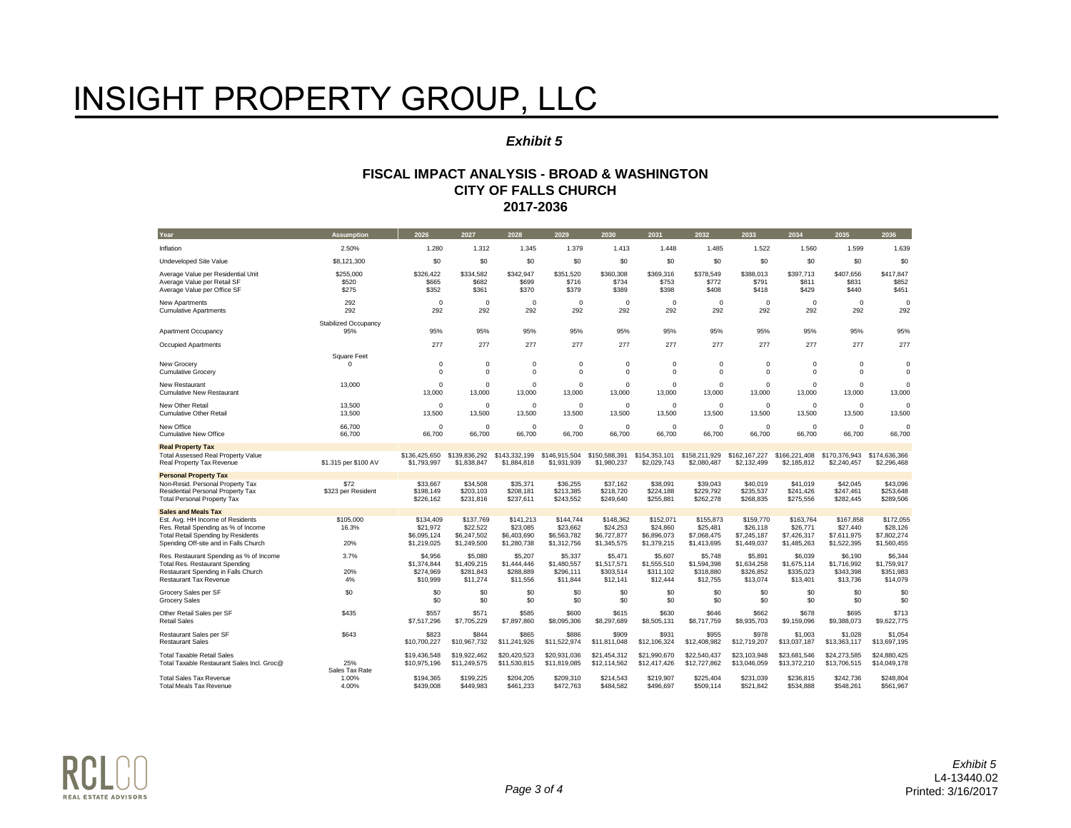# INSIGHT PROPERTY GROUP, LLC

***Exhibit 5***

**FISCAL IMPACT ANALYSIS - BROAD & WASHINGTON**
**CITY OF FALLS CHURCH**
**2017-2036**

| Year | Assumption | 2026 | 2027 | 2028 | 2029 | 2030 | 2031 | 2032 | 2033 | 2034 | 2035 | 2036 |
|---|---|---|---|---|---|---|---|---|---|---|---|---|
| Inflation | 2.50% | 1.280 | 1.312 | 1.345 | 1.379 | 1.413 | 1.448 | 1.485 | 1.522 | 1.560 | 1.599 | 1.639 |
| Undeveloped Site Value | $8,121,300 | $0 | $0 | $0 | $0 | $0 | $0 | $0 | $0 | $0 | $0 | $0 |
| Average Value per Residential Unit | $255,000 | $326,422 | $334,582 | $342,947 | $351,520 | $360,308 | $369,316 | $378,549 | $388,013 | $397,713 | $407,656 | $417,847 |
| Average Value per Retail SF | $520 | $665 | $682 | $699 | $716 | $734 | $753 | $772 | $791 | $811 | $831 | $852 |
| Average Value per Office SF | $275 | $352 | $361 | $370 | $379 | $389 | $398 | $408 | $418 | $429 | $440 | $451 |
| New Apartments | 292 | 0 | 0 | 0 | 0 | 0 | 0 | 0 | 0 | 0 | 0 | 0 |
| Cumulative Apartments | 292 | 292 | 292 | 292 | 292 | 292 | 292 | 292 | 292 | 292 | 292 | 292 |
| | Stabilized Occupancy | | | | | | | | | | | |
| Apartment Occupancy | 95% | 95% | 95% | 95% | 95% | 95% | 95% | 95% | 95% | 95% | 95% | 95% |
| Occupied Apartments | | 277 | 277 | 277 | 277 | 277 | 277 | 277 | 277 | 277 | 277 | 277 |
| | Square Feet | | | | | | | | | | | |
| New Grocery | 0 | 0 | 0 | 0 | 0 | 0 | 0 | 0 | 0 | 0 | 0 | 0 |
| Cumulative Grocery | | 0 | 0 | 0 | 0 | 0 | 0 | 0 | 0 | 0 | 0 | 0 |
| New Restaurant | 13,000 | 0 | 0 | 0 | 0 | 0 | 0 | 0 | 0 | 0 | 0 | 0 |
| Cumulative New Restaurant | | 13,000 | 13,000 | 13,000 | 13,000 | 13,000 | 13,000 | 13,000 | 13,000 | 13,000 | 13,000 | 13,000 |
| New Other Retail | 13,500 | 0 | 0 | 0 | 0 | 0 | 0 | 0 | 0 | 0 | 0 | 0 |
| Cumulative Other Retail | 13,500 | 13,500 | 13,500 | 13,500 | 13,500 | 13,500 | 13,500 | 13,500 | 13,500 | 13,500 | 13,500 | 13,500 |
| New Office | 66,700 | 0 | 0 | 0 | 0 | 0 | 0 | 0 | 0 | 0 | 0 | 0 |
| Cumulative New Office | 66,700 | 66,700 | 66,700 | 66,700 | 66,700 | 66,700 | 66,700 | 66,700 | 66,700 | 66,700 | 66,700 | 66,700 |
| **Real Property Tax** | | | | | | | | | | | | |
| Total Assessed Real Property Value | | $136,425,650 | $139,836,292 | $143,332,199 | $146,915,504 | $150,588,391 | $154,353,101 | $158,211,929 | $162,167,227 | $166,221,408 | $170,376,943 | $174,636,366 |
| Real Property Tax Revenue | $1.315 per $100 AV | $1,793,997 | $1,838,847 | $1,884,818 | $1,931,939 | $1,980,237 | $2,029,743 | $2,080,487 | $2,132,499 | $2,185,812 | $2,240,457 | $2,296,468 |
| **Personal Property Tax** | | | | | | | | | | | | |
| Non-Resid. Personal Property Tax | $72 | $33,667 | $34,508 | $35,371 | $36,255 | $37,162 | $38,091 | $39,043 | $40,019 | $41,019 | $42,045 | $43,096 |
| Residential Personal Property Tax | $323 per Resident | $198,149 | $203,103 | $208,181 | $213,385 | $218,720 | $224,188 | $229,792 | $235,537 | $241,426 | $247,461 | $253,648 |
| Total Personal Property Tax | | $226,162 | $231,816 | $237,611 | $243,552 | $249,640 | $255,881 | $262,278 | $268,835 | $275,556 | $282,445 | $289,506 |
| **Sales and Meals Tax** | | | | | | | | | | | | |
| Est. Avg. HH Income of Residents | $105,000 | $134,409 | $137,769 | $141,213 | $144,744 | $148,362 | $152,071 | $155,873 | $159,770 | $163,764 | $167,858 | $172,055 |
| Res. Retail Spending as % of Income | 16.3% | $21,972 | $22,522 | $23,085 | $23,662 | $24,253 | $24,860 | $25,481 | $26,118 | $26,771 | $27,440 | $28,126 |
| Total Retail Spending by Residents | | $6,095,124 | $6,247,502 | $6,403,690 | $6,563,782 | $6,727,877 | $6,896,073 | $7,068,475 | $7,245,187 | $7,426,317 | $7,611,975 | $7,802,274 |
| Spending Off-site and in Falls Church | 20% | $1,219,025 | $1,249,500 | $1,280,738 | $1,312,756 | $1,345,575 | $1,379,215 | $1,413,695 | $1,449,037 | $1,485,263 | $1,522,395 | $1,560,455 |
| Res. Restaurant Spending as % of Income | 3.7% | $4,956 | $5,080 | $5,207 | $5,337 | $5,471 | $5,607 | $5,748 | $5,891 | $6,039 | $6,190 | $6,344 |
| Total Res. Restaurant Spending | | $1,374,844 | $1,409,215 | $1,444,446 | $1,480,557 | $1,517,571 | $1,555,510 | $1,594,398 | $1,634,258 | $1,675,114 | $1,716,992 | $1,759,917 |
| Restaurant Spending in Falls Church | 20% | $274,969 | $281,843 | $288,889 | $296,111 | $303,514 | $311,102 | $318,880 | $326,852 | $335,023 | $343,398 | $351,983 |
| Restaurant Tax Revenue | 4% | $10,999 | $11,274 | $11,556 | $11,844 | $12,141 | $12,444 | $12,755 | $13,074 | $13,401 | $13,736 | $14,079 |
| Grocery Sales per SF | $0 | $0 | $0 | $0 | $0 | $0 | $0 | $0 | $0 | $0 | $0 | $0 |
| Grocery Sales | | $0 | $0 | $0 | $0 | $0 | $0 | $0 | $0 | $0 | $0 | $0 |
| Other Retail Sales per SF | $435 | $557 | $571 | $585 | $600 | $615 | $630 | $646 | $662 | $678 | $695 | $713 |
| Retail Sales | | $7,517,296 | $7,705,229 | $7,897,860 | $8,095,306 | $8,297,689 | $8,505,131 | $8,717,759 | $8,935,703 | $9,159,096 | $9,388,073 | $9,622,775 |
| Restaurant Sales per SF | $643 | $823 | $844 | $865 | $886 | $909 | $931 | $955 | $978 | $1,003 | $1,028 | $1,054 |
| Restaurant Sales | | $10,700,227 | $10,967,732 | $11,241,926 | $11,522,974 | $11,811,048 | $12,106,324 | $12,408,982 | $12,719,207 | $13,037,187 | $13,363,117 | $13,697,195 |
| Total Taxable Retail Sales | | $19,436,548 | $19,922,462 | $20,420,523 | $20,931,036 | $21,454,312 | $21,990,670 | $22,540,437 | $23,103,948 | $23,681,546 | $24,273,585 | $24,880,425 |
| Total Taxable Restaurant Sales Incl. Groc@ | 25% | $10,975,196 | $11,249,575 | $11,530,815 | $11,819,085 | $12,114,562 | $12,417,426 | $12,727,862 | $13,046,059 | $13,372,210 | $13,706,515 | $14,049,178 |
| | Sales Tax Rate | | | | | | | | | | | |
| Total Sales Tax Revenue | 1.00% | $194,365 | $199,225 | $204,205 | $209,310 | $214,543 | $219,907 | $225,404 | $231,039 | $236,815 | $242,736 | $248,804 |
| Total Meals Tax Revenue | 4.00% | $439,008 | $449,983 | $461,233 | $472,763 | $484,582 | $496,697 | $509,114 | $521,842 | $534,888 | $548,261 | $561,967 |

RCLCO REAL ESTATE ADVISORS

*Exhibit 5*
L4-13440.02
Printed: 3/16/2017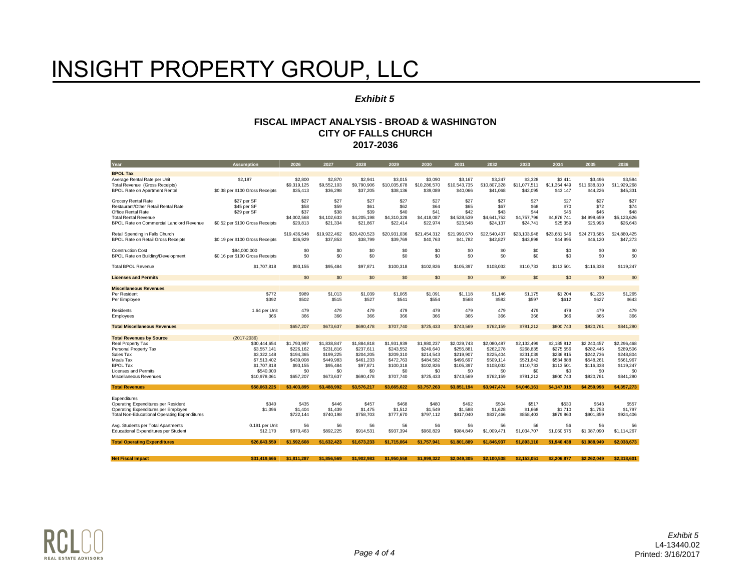# INSIGHT PROPERTY GROUP, LLC

***Exhibit 5***

## FISCAL IMPACT ANALYSIS - BROAD & WASHINGTON
## CITY OF FALLS CHURCH
## 2017-2036

| Year | Assumption | 2026 | 2027 | 2028 | 2029 | 2030 | 2031 | 2032 | 2033 | 2034 | 2035 | 2036 |
|---|---|---|---|---|---|---|---|---|---|---|---|---|
| **BPOL Tax** | | | | | | | | | | | | |
| Average Rental Rate per Unit | $2,187 | $2,800 | $2,870 | $2,941 | $3,015 | $3,090 | $3,167 | $3,247 | $3,328 | $3,411 | $3,496 | $3,584 |
| Total Revenue (Gross Receipts) | | $9,319,125 | $9,552,103 | $9,790,906 | $10,035,678 | $10,286,570 | $10,543,735 | $10,807,328 | $11,077,511 | $11,354,449 | $11,638,310 | $11,929,268 |
| BPOL Rate on Apartment Rental | $0.38 per $100 Gross Receipts | $35,413 | $36,298 | $37,205 | $38,136 | $39,089 | $40,066 | $41,068 | $42,095 | $43,147 | $44,226 | $45,331 |
| Grocery Rental Rate | $27 per SF | $27 | $27 | $27 | $27 | $27 | $27 | $27 | $27 | $27 | $27 | $27 |
| Restaurant/Other Retail Rental Rate | $45 per SF | $58 | $59 | $61 | $62 | $64 | $65 | $67 | $68 | $70 | $72 | $74 |
| Office Rental Rate | $29 per SF | $37 | $38 | $39 | $40 | $41 | $42 | $43 | $44 | $45 | $46 | $48 |
| Total Rental Revenue | | $4,002,568 | $4,102,633 | $4,205,198 | $4,310,328 | $4,418,087 | $4,528,539 | $4,641,752 | $4,757,796 | $4,876,741 | $4,998,659 | $5,123,626 |
| BPOL Rate on Commercial Landlord Revenue | $0.52 per $100 Gross Receipts | $20,813 | $21,334 | $21,867 | $22,414 | $22,974 | $23,548 | $24,137 | $24,741 | $25,359 | $25,993 | $26,643 |
| Retail Spending in Falls Church | | $19,436,548 | $19,922,462 | $20,420,523 | $20,931,036 | $21,454,312 | $21,990,670 | $22,540,437 | $23,103,948 | $23,681,546 | $24,273,585 | $24,880,425 |
| BPOL Rate on Retail Gross Receipts | $0.19 per $100 Gross Receipts | $36,929 | $37,853 | $38,799 | $39,769 | $40,763 | $41,782 | $42,827 | $43,898 | $44,995 | $46,120 | $47,273 |
| Construction Cost | $84,000,000 | $0 | $0 | $0 | $0 | $0 | $0 | $0 | $0 | $0 | $0 | $0 |
| BPOL Rate on Building/Development | $0.16 per $100 Gross Receipts | $0 | $0 | $0 | $0 | $0 | $0 | $0 | $0 | $0 | $0 | $0 |
| Total BPOL Revenue | $1,707,818 | $93,155 | $95,484 | $97,871 | $100,318 | $102,826 | $105,397 | $108,032 | $110,733 | $113,501 | $116,338 | $119,247 |
| **Licenses and Permits** | | $0 | $0 | $0 | $0 | $0 | $0 | $0 | $0 | $0 | $0 | $0 |
| **Miscellaneous Revenues** | | | | | | | | | | | | |
| Per Resident | $772 | $989 | $1,013 | $1,039 | $1,065 | $1,091 | $1,118 | $1,146 | $1,175 | $1,204 | $1,235 | $1,265 |
| Per Employee | $392 | $502 | $515 | $527 | $541 | $554 | $568 | $582 | $597 | $612 | $627 | $643 |
| Residents | 1.64 per Unit | 479 | 479 | 479 | 479 | 479 | 479 | 479 | 479 | 479 | 479 | 479 |
| Employees | 366 | 366 | 366 | 366 | 366 | 366 | 366 | 366 | 366 | 366 | 366 | 366 |
| **Total Miscellaneous Revenues** | | $657,207 | $673,637 | $690,478 | $707,740 | $725,433 | $743,569 | $762,159 | $781,212 | $800,743 | $820,761 | $841,280 |
| **Total Revenues by Source** | (2017-2036) | | | | | | | | | | | |
| Real Property Tax | $30,444,654 | $1,793,997 | $1,838,847 | $1,884,818 | $1,931,939 | $1,980,237 | $2,029,743 | $2,080,487 | $2,132,499 | $2,185,812 | $2,240,457 | $2,296,468 |
| Personal Property Tax | $3,557,141 | $226,162 | $231,816 | $237,611 | $243,552 | $249,640 | $255,881 | $262,278 | $268,835 | $275,556 | $282,445 | $289,506 |
| Sales Tax | $3,322,148 | $194,365 | $199,225 | $204,205 | $209,310 | $214,543 | $219,907 | $225,404 | $231,039 | $236,815 | $242,736 | $248,804 |
| Meals Tax | $7,513,402 | $439,008 | $449,983 | $461,233 | $472,763 | $484,582 | $496,697 | $509,114 | $521,842 | $534,888 | $548,261 | $561,967 |
| BPOL Tax | $1,707,818 | $93,155 | $95,484 | $97,871 | $100,318 | $102,826 | $105,397 | $108,032 | $110,733 | $113,501 | $116,338 | $119,247 |
| Licenses and Permits | $540,000 | $0 | $0 | $0 | $0 | $0 | $0 | $0 | $0 | $0 | $0 | $0 |
| Miscellaneous Revenues | $10,978,061 | $657,207 | $673,637 | $690,478 | $707,740 | $725,433 | $743,569 | $762,159 | $781,212 | $800,743 | $820,761 | $841,280 |
| **Total Revenues** | **$58,063,225** | **$3,403,895** | **$3,488,992** | **$3,576,217** | **$3,665,622** | **$3,757,263** | **$3,851,194** | **$3,947,474** | **$4,046,161** | **$4,147,315** | **$4,250,998** | **$4,357,273** |
| Expenditures | | | | | | | | | | | | |
| Operating Expenditures per Resident | $340 | $435 | $446 | $457 | $468 | $480 | $492 | $504 | $517 | $530 | $543 | $557 |
| Operating Expenditures per Employee | $1,096 | $1,404 | $1,439 | $1,475 | $1,512 | $1,549 | $1,588 | $1,628 | $1,668 | $1,710 | $1,753 | $1,797 |
| Total Non-Educational Operating Expenditures | | $722,144 | $740,198 | $758,703 | $777,670 | $797,112 | $817,040 | $837,466 | $858,403 | $879,863 | $901,859 | $924,406 |
| Avg. Students per Total Apartments | 0.191 per Unit | 56 | 56 | 56 | 56 | 56 | 56 | 56 | 56 | 56 | 56 | 56 |
| Educational Expenditures per Student | $12,170 | $870,463 | $892,225 | $914,531 | $937,394 | $960,829 | $984,849 | $1,009,471 | $1,034,707 | $1,060,575 | $1,087,090 | $1,114,267 |
| **Total Operating Expenditures** | **$26,643,559** | **$1,592,608** | **$1,632,423** | **$1,673,233** | **$1,715,064** | **$1,757,941** | **$1,801,889** | **$1,846,937** | **$1,893,110** | **$1,940,438** | **$1,988,949** | **$2,038,673** |
| **Net Fiscal Impact** | **$31,419,666** | **$1,811,287** | **$1,856,569** | **$1,902,983** | **$1,950,558** | **$1,999,322** | **$2,049,305** | **$2,100,538** | **$2,153,051** | **$2,206,877** | **$2,262,049** | **$2,318,601** |

RCLCO REAL ESTATE ADVISORS

*Exhibit 5*
L4-13440.02
Printed: 3/16/2017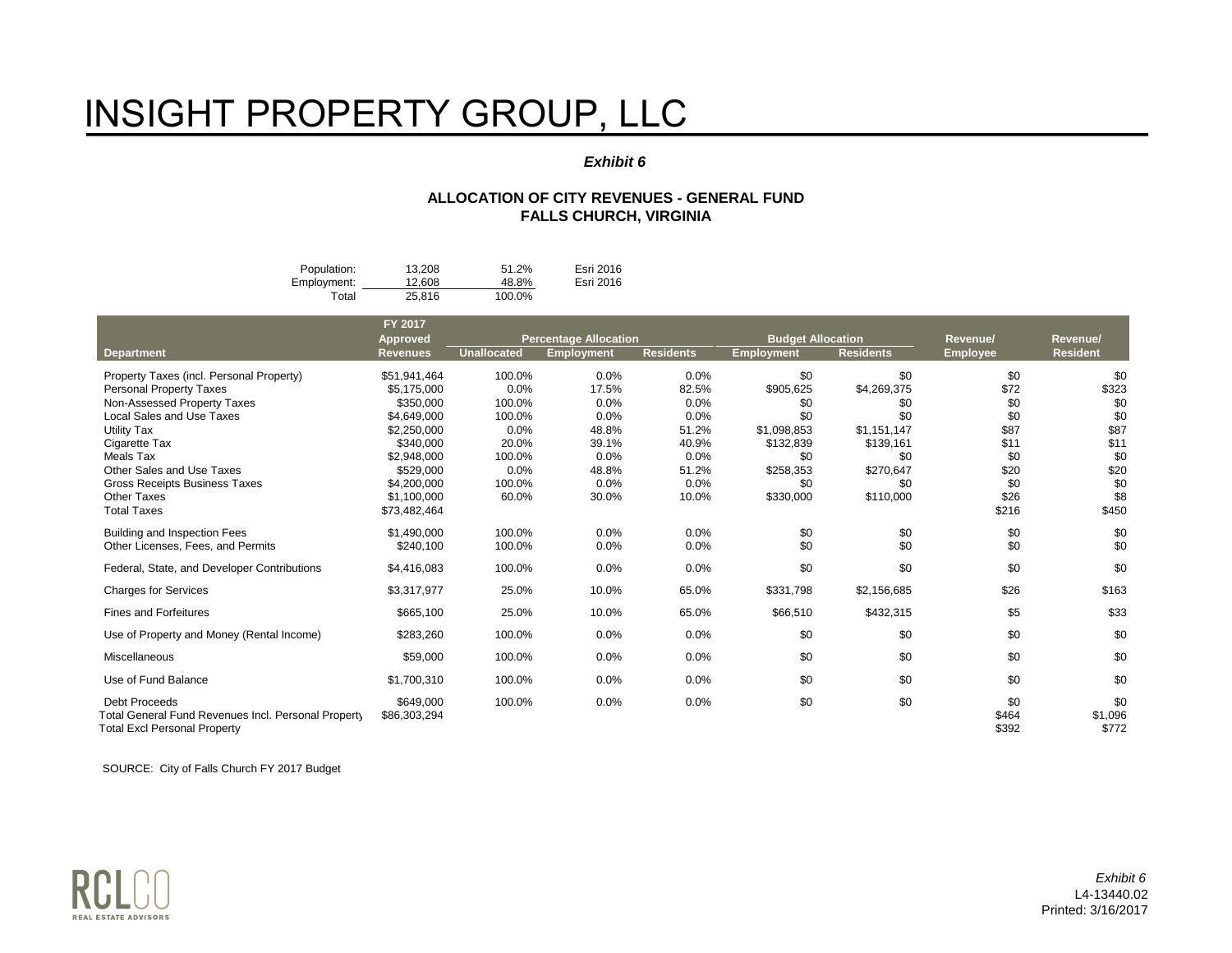# INSIGHT PROPERTY GROUP, LLC

***Exhibit 6***

**ALLOCATION OF CITY REVENUES - GENERAL FUND**
**FALLS CHURCH, VIRGINIA**

| | | | |
|---|---|---|---|
| Population: | 13,208 | 51.2% | Esri 2016 |
| Employment: | 12,608 | 48.8% | Esri 2016 |
| Total | 25,816 | 100.0% | |

| Department | FY 2017 Approved Revenues | Percentage Allocation | | | Budget Allocation | | Revenue/ Employee | Revenue/ Resident |
|---|---|---|---|---|---|---|---|---|
| | | Unallocated | Employment | Residents | Employment | Residents | | |
| Property Taxes (incl. Personal Property) | $51,941,464 | 100.0% | 0.0% | 0.0% | $0 | $0 | $0 | $0 |
| Personal Property Taxes | $5,175,000 | 0.0% | 17.5% | 82.5% | $905,625 | $4,269,375 | $72 | $323 |
| Non-Assessed Property Taxes | $350,000 | 100.0% | 0.0% | 0.0% | $0 | $0 | $0 | $0 |
| Local Sales and Use Taxes | $4,649,000 | 100.0% | 0.0% | 0.0% | $0 | $0 | $0 | $0 |
| Utility Tax | $2,250,000 | 0.0% | 48.8% | 51.2% | $1,098,853 | $1,151,147 | $87 | $87 |
| Cigarette Tax | $340,000 | 20.0% | 39.1% | 40.9% | $132,839 | $139,161 | $11 | $11 |
| Meals Tax | $2,948,000 | 100.0% | 0.0% | 0.0% | $0 | $0 | $0 | $0 |
| Other Sales and Use Taxes | $529,000 | 0.0% | 48.8% | 51.2% | $258,353 | $270,647 | $20 | $20 |
| Gross Receipts Business Taxes | $4,200,000 | 100.0% | 0.0% | 0.0% | $0 | $0 | $0 | $0 |
| Other Taxes | $1,100,000 | 60.0% | 30.0% | 10.0% | $330,000 | $110,000 | $26 | $8 |
| Total Taxes | $73,482,464 | | | | | | $216 | $450 |
| Building and Inspection Fees | $1,490,000 | 100.0% | 0.0% | 0.0% | $0 | $0 | $0 | $0 |
| Other Licenses, Fees, and Permits | $240,100 | 100.0% | 0.0% | 0.0% | $0 | $0 | $0 | $0 |
| Federal, State, and Developer Contributions | $4,416,083 | 100.0% | 0.0% | 0.0% | $0 | $0 | $0 | $0 |
| Charges for Services | $3,317,977 | 25.0% | 10.0% | 65.0% | $331,798 | $2,156,685 | $26 | $163 |
| Fines and Forfeitures | $665,100 | 25.0% | 10.0% | 65.0% | $66,510 | $432,315 | $5 | $33 |
| Use of Property and Money (Rental Income) | $283,260 | 100.0% | 0.0% | 0.0% | $0 | $0 | $0 | $0 |
| Miscellaneous | $59,000 | 100.0% | 0.0% | 0.0% | $0 | $0 | $0 | $0 |
| Use of Fund Balance | $1,700,310 | 100.0% | 0.0% | 0.0% | $0 | $0 | $0 | $0 |
| Debt Proceeds | $649,000 | 100.0% | 0.0% | 0.0% | $0 | $0 | $0 | $0 |
| Total General Fund Revenues Incl. Personal Property | $86,303,294 | | | | | | $464 | $1,096 |
| Total Excl Personal Property | | | | | | | $392 | $772 |

SOURCE: City of Falls Church FY 2017 Budget

RCLCO REAL ESTATE ADVISORS

*Exhibit 6*
L4-13440.02
Printed: 3/16/2017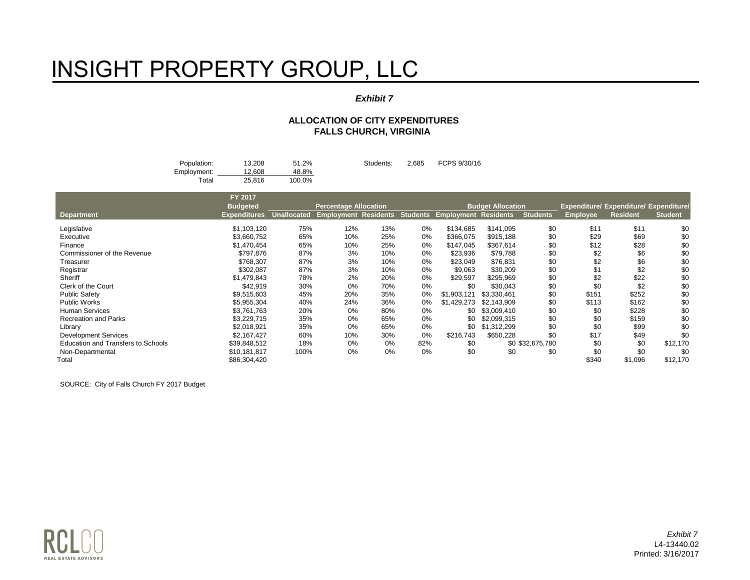# INSIGHT PROPERTY GROUP, LLC

***Exhibit 7***

**ALLOCATION OF CITY EXPENDITURES**
**FALLS CHURCH, VIRGINIA**

| | | | | | |
|---|---|---|---|---|---|
| Population: | 13,208 | 51.2% | Students: | 2,685 | FCPS 9/30/16 |
| Employment: | 12,608 | 48.8% | | | |
| Total | 25,816 | 100.0% | | | |

| Department | FY 2017 Budgeted Expenditures | Percentage Allocation | | | | Budget Allocation | | | Expenditure/ | Expenditure/ | Expenditure/ |
|---|---|---|---|---|---|---|---|---|---|---|---|
| | | Unallocated | Employment | Residents | Students | Employment | Residents | Students | Employee | Resident | Student |
| Legislative | $1,103,120 | 75% | 12% | 13% | 0% | $134,685 | $141,095 | $0 | $11 | $11 | $0 |
| Executive | $3,660,752 | 65% | 10% | 25% | 0% | $366,075 | $915,188 | $0 | $29 | $69 | $0 |
| Finance | $1,470,454 | 65% | 10% | 25% | 0% | $147,045 | $367,614 | $0 | $12 | $28 | $0 |
| Commissioner of the Revenue | $797,876 | 87% | 3% | 10% | 0% | $23,936 | $79,788 | $0 | $2 | $6 | $0 |
| Treasurer | $768,307 | 87% | 3% | 10% | 0% | $23,049 | $76,831 | $0 | $2 | $6 | $0 |
| Registrar | $302,087 | 87% | 3% | 10% | 0% | $9,063 | $30,209 | $0 | $1 | $2 | $0 |
| Sheriff | $1,479,843 | 78% | 2% | 20% | 0% | $29,597 | $295,969 | $0 | $2 | $22 | $0 |
| Clerk of the Court | $42,919 | 30% | 0% | 70% | 0% | $0 | $30,043 | $0 | $0 | $2 | $0 |
| Public Safety | $9,515,603 | 45% | 20% | 35% | 0% | $1,903,121 | $3,330,461 | $0 | $151 | $252 | $0 |
| Public Works | $5,955,304 | 40% | 24% | 36% | 0% | $1,429,273 | $2,143,909 | $0 | $113 | $162 | $0 |
| Human Services | $3,761,763 | 20% | 0% | 80% | 0% | $0 | $3,009,410 | $0 | $0 | $228 | $0 |
| Recreation and Parks | $3,229,715 | 35% | 0% | 65% | 0% | $0 | $2,099,315 | $0 | $0 | $159 | $0 |
| Library | $2,018,921 | 35% | 0% | 65% | 0% | $0 | $1,312,299 | $0 | $0 | $99 | $0 |
| Development Services | $2,167,427 | 60% | 10% | 30% | 0% | $216,743 | $650,228 | $0 | $17 | $49 | $0 |
| Education and Transfers to Schools | $39,848,512 | 18% | 0% | 0% | 82% | $0 | $0 | $32,675,780 | $0 | $0 | $12,170 |
| Non-Departmental | $10,181,817 | 100% | 0% | 0% | 0% | $0 | $0 | $0 | $0 | $0 | $0 |
| Total | $86,304,420 | | | | | | | | $340 | $1,096 | $12,170 |

SOURCE: City of Falls Church FY 2017 Budget

*Exhibit 7*
L4-13440.02
Printed: 3/16/2017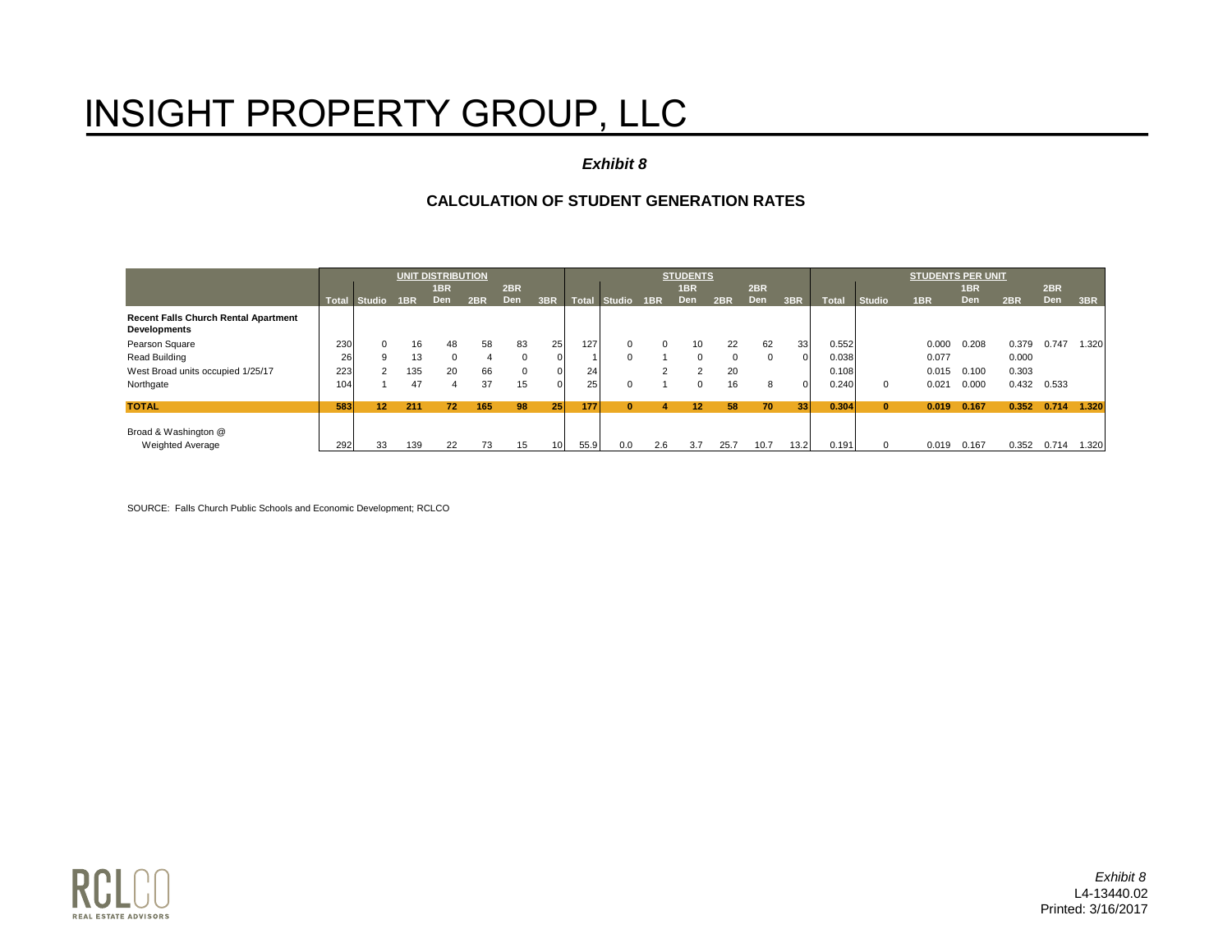# INSIGHT PROPERTY GROUP, LLC

***Exhibit 8***

**CALCULATION OF STUDENT GENERATION RATES**

| | UNIT DISTRIBUTION | | | | | | | STUDENTS | | | | | | | STUDENTS PER UNIT | | | | | | |
|---|---|---|---|---|---|---|---|---|---|---|---|---|---|---|---|---|---|---|---|---|---|
| | Total | Studio | 1BR | 1BR Den | 2BR | 2BR Den | 3BR | Total | Studio | 1BR | 1BR Den | 2BR | 2BR Den | 3BR | Total | Studio | 1BR | 1BR Den | 2BR | 2BR Den | 3BR |
| **Recent Falls Church Rental Apartment Developments** | | | | | | | | | | | | | | | | | | | | | |
| Pearson Square | 230 | 0 | 16 | 48 | 58 | 83 | 25 | 127 | 0 | 0 | 10 | 22 | 62 | 33 | 0.552 | | 0.000 | 0.208 | 0.379 | 0.747 | 1.320 |
| Read Building | 26 | 9 | 13 | 0 | 4 | 0 | 0 | 1 | 0 | 1 | 0 | 0 | 0 | 0 | 0.038 | | 0.077 | | 0.000 | | |
| West Broad units occupied 1/25/17 | 223 | 2 | 135 | 20 | 66 | 0 | 0 | 24 | | 2 | 2 | 20 | | | 0.108 | | 0.015 | 0.100 | 0.303 | | |
| Northgate | 104 | 1 | 47 | 4 | 37 | 15 | 0 | 25 | 0 | 1 | 0 | 16 | 8 | 0 | 0.240 | 0 | 0.021 | 0.000 | 0.432 | 0.533 | |
| **TOTAL** | **583** | **12** | **211** | **72** | **165** | **98** | **25** | **177** | **0** | **4** | **12** | **58** | **70** | **33** | **0.304** | **0** | **0.019** | **0.167** | **0.352** | **0.714** | **1.320** |
| Broad & Washington @ Weighted Average | 292 | 33 | 139 | 22 | 73 | 15 | 10 | 55.9 | 0.0 | 2.6 | 3.7 | 25.7 | 10.7 | 13.2 | 0.191 | 0 | 0.019 | 0.167 | 0.352 | 0.714 | 1.320 |

SOURCE: Falls Church Public Schools and Economic Development; RCLCO

RCLCO REAL ESTATE ADVISORS

*Exhibit 8*
L4-13440.02
Printed: 3/16/2017